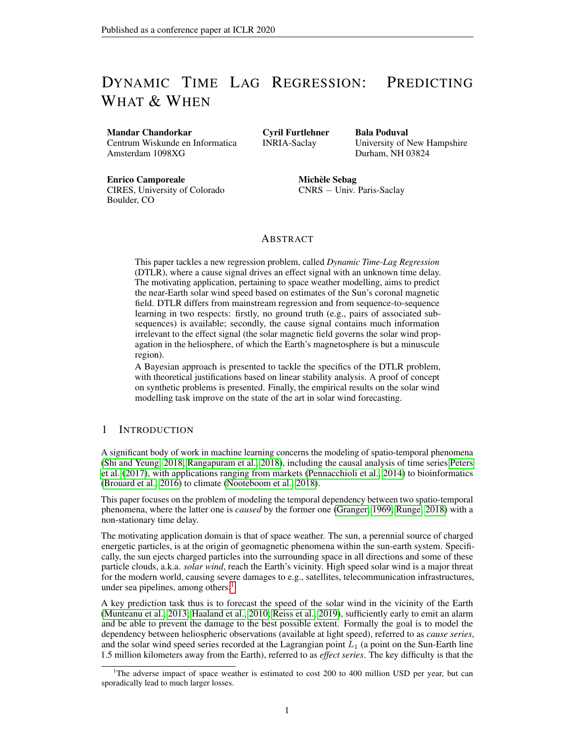# Dynamic Time Lag Regression: Predicting What & When

**Mandar Chandorkar**
Centrum Wiskunde en Informatica
Amsterdam 1098XG

**Cyril Furtlehner**
INRIA-Saclay

**Bala Poduval**
University of New Hampshire
Durham, NH 03824

**Enrico Camporeale**
CIRES, University of Colorado
Boulder, CO

**Michèle Sebag**
CNRS − Univ. Paris-Saclay

## Abstract

This paper tackles a new regression problem, called *Dynamic Time-Lag Regression* (DTLR), where a cause signal drives an effect signal with an unknown time delay. The motivating application, pertaining to space weather modelling, aims to predict the near-Earth solar wind speed based on estimates of the Sun's coronal magnetic field. DTLR differs from mainstream regression and from sequence-to-sequence learning in two respects: firstly, no ground truth (e.g., pairs of associated sub-sequences) is available; secondly, the cause signal contains much information irrelevant to the effect signal (the solar magnetic field governs the solar wind propagation in the heliosphere, of which the Earth's magnetosphere is but a minuscule region).

A Bayesian approach is presented to tackle the specifics of the DTLR problem, with theoretical justifications based on linear stability analysis. A proof of concept on synthetic problems is presented. Finally, the empirical results on the solar wind modelling task improve on the state of the art in solar wind forecasting.

## 1 Introduction

A significant body of work in machine learning concerns the modeling of spatio-temporal phenomena (Shi and Yeung, 2018; Rangapuram et al., 2018), including the causal analysis of time series Peters et al. (2017), with applications ranging from markets (Pennacchioli et al., 2014) to bioinformatics (Brouard et al., 2016) to climate (Nooteboom et al., 2018).

This paper focuses on the problem of modeling the temporal dependency between two spatio-temporal phenomena, where the latter one is *caused* by the former one (Granger, 1969; Runge, 2018) with a non-stationary time delay.

The motivating application domain is that of space weather. The sun, a perennial source of charged energetic particles, is at the origin of geomagnetic phenomena within the sun-earth system. Specifically, the sun ejects charged particles into the surrounding space in all directions and some of these particle clouds, a.k.a. *solar wind*, reach the Earth's vicinity. High speed solar wind is a major threat for the modern world, causing severe damages to e.g., satellites, telecommunication infrastructures, under sea pipelines, among others.[1]

A key prediction task thus is to forecast the speed of the solar wind in the vicinity of the Earth (Munteanu et al., 2013; Haaland et al., 2010; Reiss et al., 2019), sufficiently early to emit an alarm and be able to prevent the damage to the best possible extent. Formally the goal is to model the dependency between heliospheric observations (available at light speed), referred to as *cause series*, and the solar wind speed series recorded at the Lagrangian point $L_1$ (a point on the Sun-Earth line 1.5 million kilometers away from the Earth), referred to as *effect series*. The key difficulty is that the

[1] The adverse impact of space weather is estimated to cost 200 to 400 million USD per year, but can sporadically lead to much larger losses.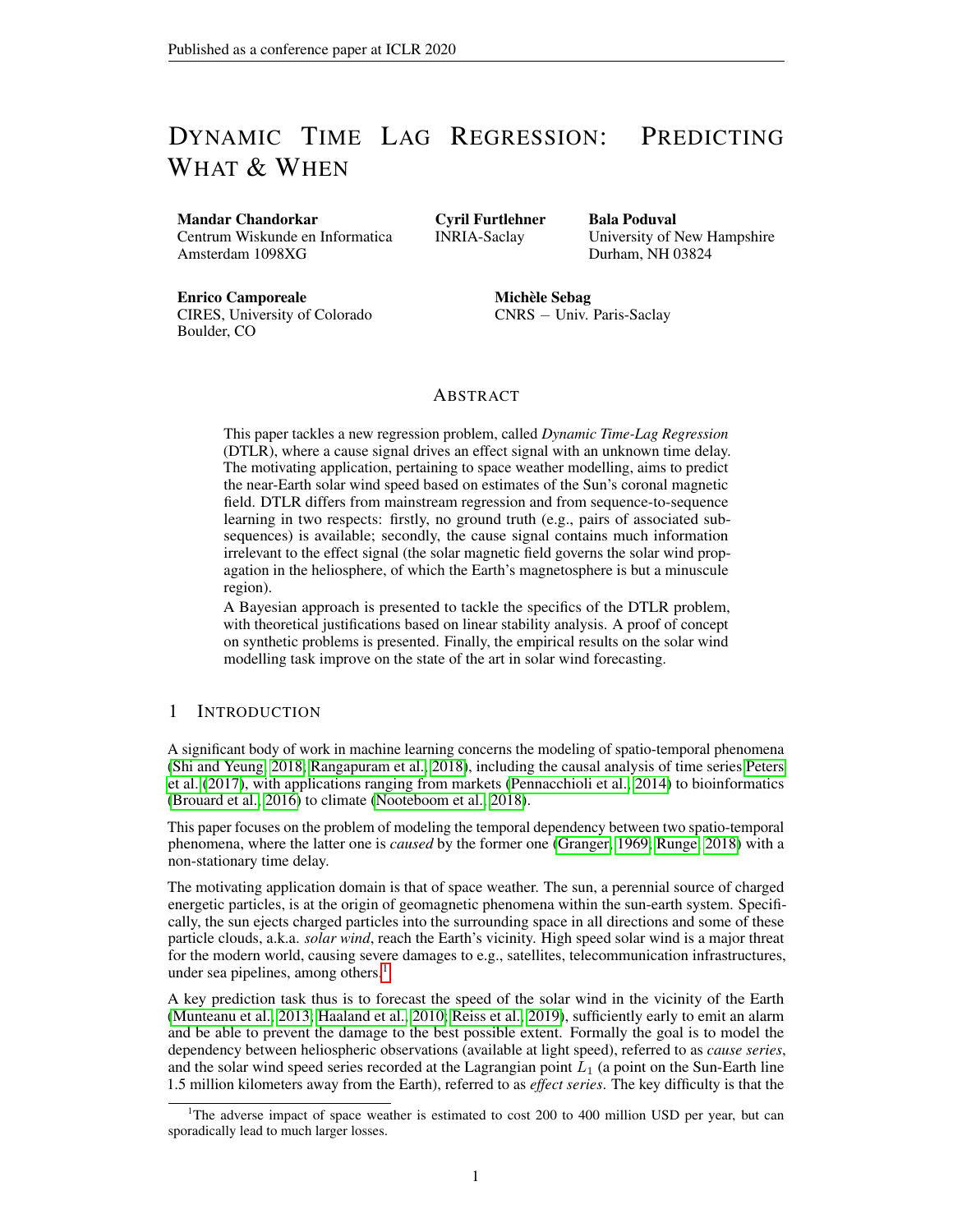# Dynamic Time Lag Regression: Predicting What & When

**Mandar Chandorkar**
Centrum Wiskunde en Informatica
Amsterdam 1098XG

**Cyril Furtlehner**
INRIA-Saclay

**Bala Poduval**
University of New Hampshire
Durham, NH 03824

**Enrico Camporeale**
CIRES, University of Colorado
Boulder, CO

**Michèle Sebag**
CNRS – Univ. Paris-Saclay

## Abstract

This paper tackles a new regression problem, called *Dynamic Time-Lag Regression* (DTLR), where a cause signal drives an effect signal with an unknown time delay. The motivating application, pertaining to space weather modelling, aims to predict the near-Earth solar wind speed based on estimates of the Sun's coronal magnetic field. DTLR differs from mainstream regression and from sequence-to-sequence learning in two respects: firstly, no ground truth (e.g., pairs of associated subsequences) is available; secondly, the cause signal contains much information irrelevant to the effect signal (the solar magnetic field governs the solar wind propagation in the heliosphere, of which the Earth's magnetosphere is but a minuscule region).

A Bayesian approach is presented to tackle the specifics of the DTLR problem, with theoretical justifications based on linear stability analysis. A proof of concept on synthetic problems is presented. Finally, the empirical results on the solar wind modelling task improve on the state of the art in solar wind forecasting.

## 1 Introduction

A significant body of work in machine learning concerns the modeling of spatio-temporal phenomena (Shi and Yeung, 2018; Rangapuram et al., 2018), including the causal analysis of time series Peters et al. (2017), with applications ranging from markets (Pennacchioli et al., 2014) to bioinformatics (Brouard et al., 2016) to climate (Nooteboom et al., 2018).

This paper focuses on the problem of modeling the temporal dependency between two spatio-temporal phenomena, where the latter one is *caused* by the former one (Granger, 1969; Runge, 2018) with a non-stationary time delay.

The motivating application domain is that of space weather. The sun, a perennial source of charged energetic particles, is at the origin of geomagnetic phenomena within the sun-earth system. Specifically, the sun ejects charged particles into the surrounding space in all directions and some of these particle clouds, a.k.a. *solar wind*, reach the Earth's vicinity. High speed solar wind is a major threat for the modern world, causing severe damages to e.g., satellites, telecommunication infrastructures, under sea pipelines, among others.[1]

A key prediction task thus is to forecast the speed of the solar wind in the vicinity of the Earth (Munteanu et al., 2013; Haaland et al., 2010; Reiss et al., 2019), sufficiently early to emit an alarm and be able to prevent the damage to the best possible extent. Formally the goal is to model the dependency between heliospheric observations (available at light speed), referred to as *cause series*, and the solar wind speed series recorded at the Lagrangian point $L_1$ (a point on the Sun-Earth line 1.5 million kilometers away from the Earth), referred to as *effect series*. The key difficulty is that the

[1] The adverse impact of space weather is estimated to cost 200 to 400 million USD per year, but can sporadically lead to much larger losses.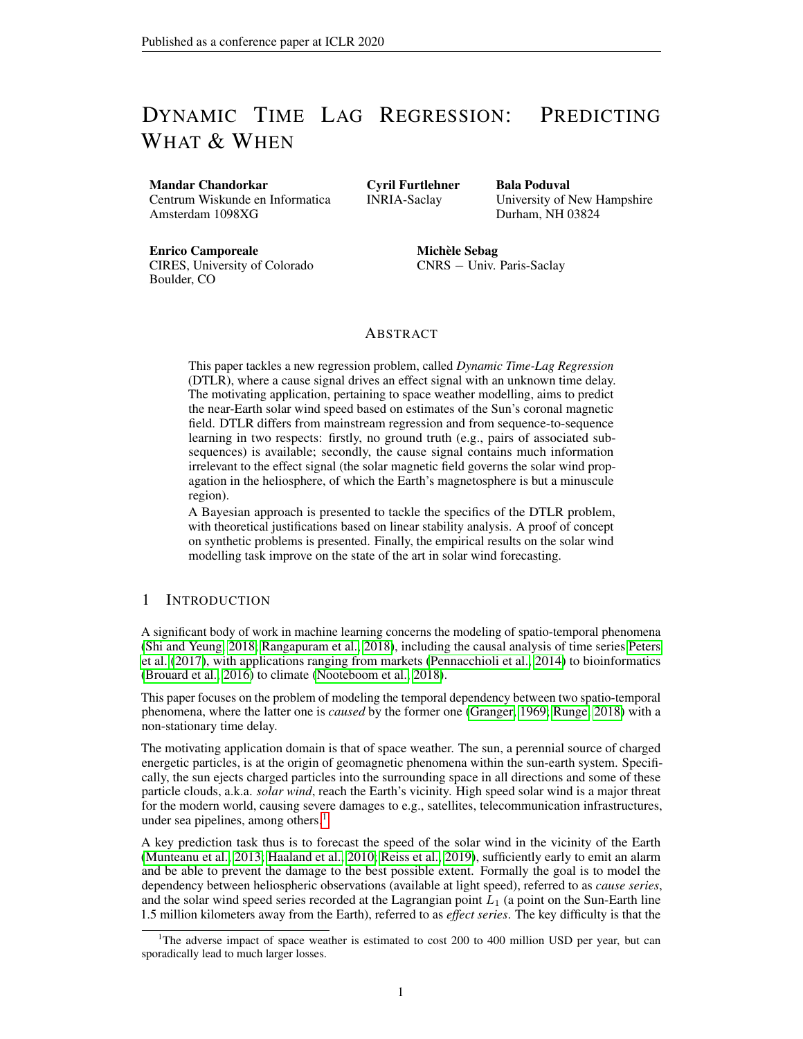# Dynamic Time Lag Regression: Predicting What & When

**Mandar Chandorkar**
Centrum Wiskunde en Informatica
Amsterdam 1098XG

**Cyril Furtlehner**
INRIA-Saclay

**Bala Poduval**
University of New Hampshire
Durham, NH 03824

**Enrico Camporeale**
CIRES, University of Colorado
Boulder, CO

**Michèle Sebag**
CNRS – Univ. Paris-Saclay

## Abstract

This paper tackles a new regression problem, called *Dynamic Time-Lag Regression* (DTLR), where a cause signal drives an effect signal with an unknown time delay. The motivating application, pertaining to space weather modelling, aims to predict the near-Earth solar wind speed based on estimates of the Sun's coronal magnetic field. DTLR differs from mainstream regression and from sequence-to-sequence learning in two respects: firstly, no ground truth (e.g., pairs of associated sub-sequences) is available; secondly, the cause signal contains much information irrelevant to the effect signal (the solar magnetic field governs the solar wind propagation in the heliosphere, of which the Earth's magnetosphere is but a minuscule region).

A Bayesian approach is presented to tackle the specifics of the DTLR problem, with theoretical justifications based on linear stability analysis. A proof of concept on synthetic problems is presented. Finally, the empirical results on the solar wind modelling task improve on the state of the art in solar wind forecasting.

## 1 Introduction

A significant body of work in machine learning concerns the modeling of spatio-temporal phenomena (Shi and Yeung, 2018; Rangapuram et al., 2018), including the causal analysis of time series Peters et al. (2017), with applications ranging from markets (Pennacchioli et al., 2014) to bioinformatics (Brouard et al., 2016) to climate (Nooteboom et al., 2018).

This paper focuses on the problem of modeling the temporal dependency between two spatio-temporal phenomena, where the latter one is *caused* by the former one (Granger, 1969; Runge, 2018) with a non-stationary time delay.

The motivating application domain is that of space weather. The sun, a perennial source of charged energetic particles, is at the origin of geomagnetic phenomena within the sun-earth system. Specifically, the sun ejects charged particles into the surrounding space in all directions and some of these particle clouds, a.k.a. *solar wind*, reach the Earth's vicinity. High speed solar wind is a major threat for the modern world, causing severe damages to e.g., satellites, telecommunication infrastructures, under sea pipelines, among others.[1]

A key prediction task thus is to forecast the speed of the solar wind in the vicinity of the Earth (Munteanu et al., 2013; Haaland et al., 2010; Reiss et al., 2019), sufficiently early to emit an alarm and be able to prevent the damage to the best possible extent. Formally the goal is to model the dependency between heliospheric observations (available at light speed), referred to as *cause series*, and the solar wind speed series recorded at the Lagrangian point $L_1$ (a point on the Sun-Earth line 1.5 million kilometers away from the Earth), referred to as *effect series*. The key difficulty is that the

[1] The adverse impact of space weather is estimated to cost 200 to 400 million USD per year, but can sporadically lead to much larger losses.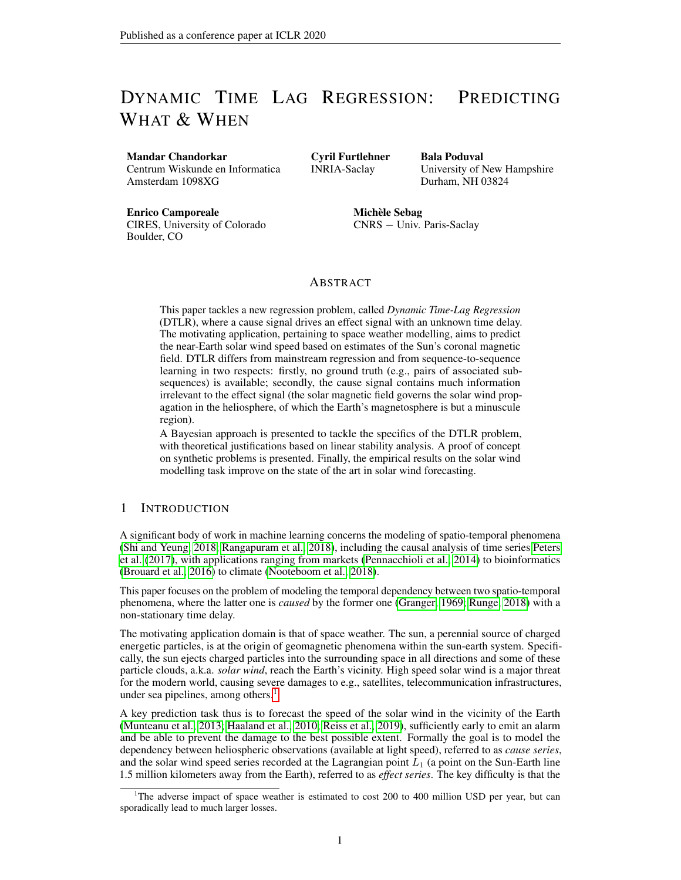# Dynamic Time Lag Regression: Predicting What & When

**Mandar Chandorkar**
Centrum Wiskunde en Informatica
Amsterdam 1098XG

**Cyril Furtlehner**
INRIA-Saclay

**Bala Poduval**
University of New Hampshire
Durham, NH 03824

**Enrico Camporeale**
CIRES, University of Colorado
Boulder, CO

**Michèle Sebag**
CNRS − Univ. Paris-Saclay

## Abstract

This paper tackles a new regression problem, called *Dynamic Time-Lag Regression* (DTLR), where a cause signal drives an effect signal with an unknown time delay. The motivating application, pertaining to space weather modelling, aims to predict the near-Earth solar wind speed based on estimates of the Sun's coronal magnetic field. DTLR differs from mainstream regression and from sequence-to-sequence learning in two respects: firstly, no ground truth (e.g., pairs of associated subsequences) is available; secondly, the cause signal contains much information irrelevant to the effect signal (the solar magnetic field governs the solar wind propagation in the heliosphere, of which the Earth's magnetosphere is but a minuscule region).

A Bayesian approach is presented to tackle the specifics of the DTLR problem, with theoretical justifications based on linear stability analysis. A proof of concept on synthetic problems is presented. Finally, the empirical results on the solar wind modelling task improve on the state of the art in solar wind forecasting.

## 1 Introduction

A significant body of work in machine learning concerns the modeling of spatio-temporal phenomena (Shi and Yeung, 2018; Rangapuram et al., 2018), including the causal analysis of time series Peters et al. (2017), with applications ranging from markets (Pennacchioli et al., 2014) to bioinformatics (Brouard et al., 2016) to climate (Nooteboom et al., 2018).

This paper focuses on the problem of modeling the temporal dependency between two spatio-temporal phenomena, where the latter one is *caused* by the former one (Granger, 1969; Runge, 2018) with a non-stationary time delay.

The motivating application domain is that of space weather. The sun, a perennial source of charged energetic particles, is at the origin of geomagnetic phenomena within the sun-earth system. Specifically, the sun ejects charged particles into the surrounding space in all directions and some of these particle clouds, a.k.a. *solar wind*, reach the Earth's vicinity. High speed solar wind is a major threat for the modern world, causing severe damages to e.g., satellites, telecommunication infrastructures, under sea pipelines, among others.[1]

A key prediction task thus is to forecast the speed of the solar wind in the vicinity of the Earth (Munteanu et al., 2013; Haaland et al., 2010; Reiss et al., 2019), sufficiently early to emit an alarm and be able to prevent the damage to the best possible extent. Formally the goal is to model the dependency between heliospheric observations (available at light speed), referred to as *cause series*, and the solar wind speed series recorded at the Lagrangian point $L_1$ (a point on the Sun-Earth line 1.5 million kilometers away from the Earth), referred to as *effect series*. The key difficulty is that the

[1] The adverse impact of space weather is estimated to cost 200 to 400 million USD per year, but can sporadically lead to much larger losses.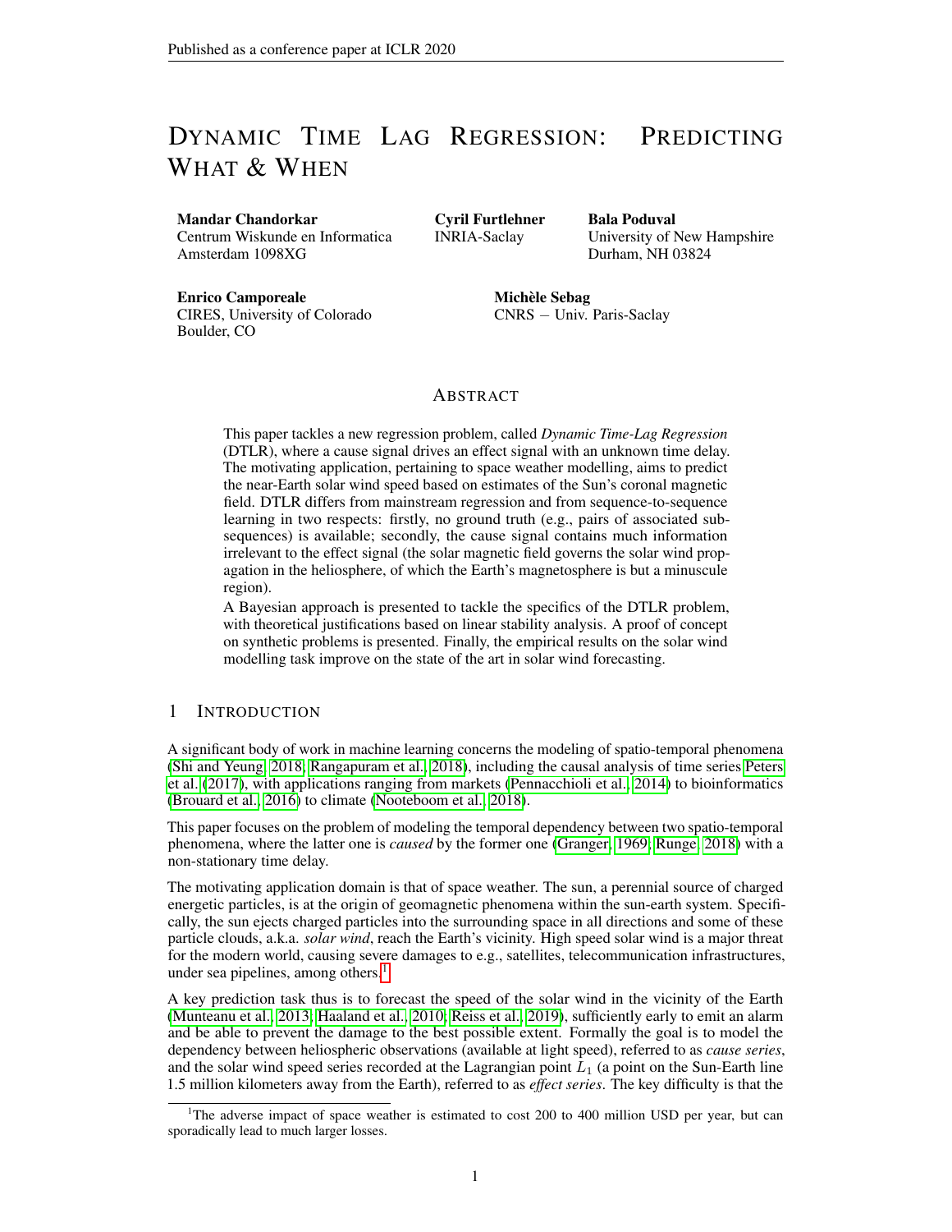# Dynamic Time Lag Regression: Predicting What & When

**Mandar Chandorkar**
Centrum Wiskunde en Informatica
Amsterdam 1098XG

**Cyril Furtlehner**
INRIA-Saclay

**Bala Poduval**
University of New Hampshire
Durham, NH 03824

**Enrico Camporeale**
CIRES, University of Colorado
Boulder, CO

**Michèle Sebag**
CNRS − Univ. Paris-Saclay

## Abstract

This paper tackles a new regression problem, called *Dynamic Time-Lag Regression* (DTLR), where a cause signal drives an effect signal with an unknown time delay. The motivating application, pertaining to space weather modelling, aims to predict the near-Earth solar wind speed based on estimates of the Sun's coronal magnetic field. DTLR differs from mainstream regression and from sequence-to-sequence learning in two respects: firstly, no ground truth (e.g., pairs of associated sub-sequences) is available; secondly, the cause signal contains much information irrelevant to the effect signal (the solar magnetic field governs the solar wind propagation in the heliosphere, of which the Earth's magnetosphere is but a minuscule region).

A Bayesian approach is presented to tackle the specifics of the DTLR problem, with theoretical justifications based on linear stability analysis. A proof of concept on synthetic problems is presented. Finally, the empirical results on the solar wind modelling task improve on the state of the art in solar wind forecasting.

## 1 Introduction

A significant body of work in machine learning concerns the modeling of spatio-temporal phenomena (Shi and Yeung, 2018; Rangapuram et al., 2018), including the causal analysis of time series Peters et al. (2017), with applications ranging from markets (Pennacchioli et al., 2014) to bioinformatics (Brouard et al., 2016) to climate (Nooteboom et al., 2018).

This paper focuses on the problem of modeling the temporal dependency between two spatio-temporal phenomena, where the latter one is *caused* by the former one (Granger, 1969; Runge, 2018) with a non-stationary time delay.

The motivating application domain is that of space weather. The sun, a perennial source of charged energetic particles, is at the origin of geomagnetic phenomena within the sun-earth system. Specifically, the sun ejects charged particles into the surrounding space in all directions and some of these particle clouds, a.k.a. *solar wind*, reach the Earth's vicinity. High speed solar wind is a major threat for the modern world, causing severe damages to e.g., satellites, telecommunication infrastructures, under sea pipelines, among others.[1]

A key prediction task thus is to forecast the speed of the solar wind in the vicinity of the Earth (Munteanu et al., 2013; Haaland et al., 2010; Reiss et al., 2019), sufficiently early to emit an alarm and be able to prevent the damage to the best possible extent. Formally the goal is to model the dependency between heliospheric observations (available at light speed), referred to as *cause series*, and the solar wind speed series recorded at the Lagrangian point $L_1$ (a point on the Sun-Earth line 1.5 million kilometers away from the Earth), referred to as *effect series*. The key difficulty is that the

[1] The adverse impact of space weather is estimated to cost 200 to 400 million USD per year, but can sporadically lead to much larger losses.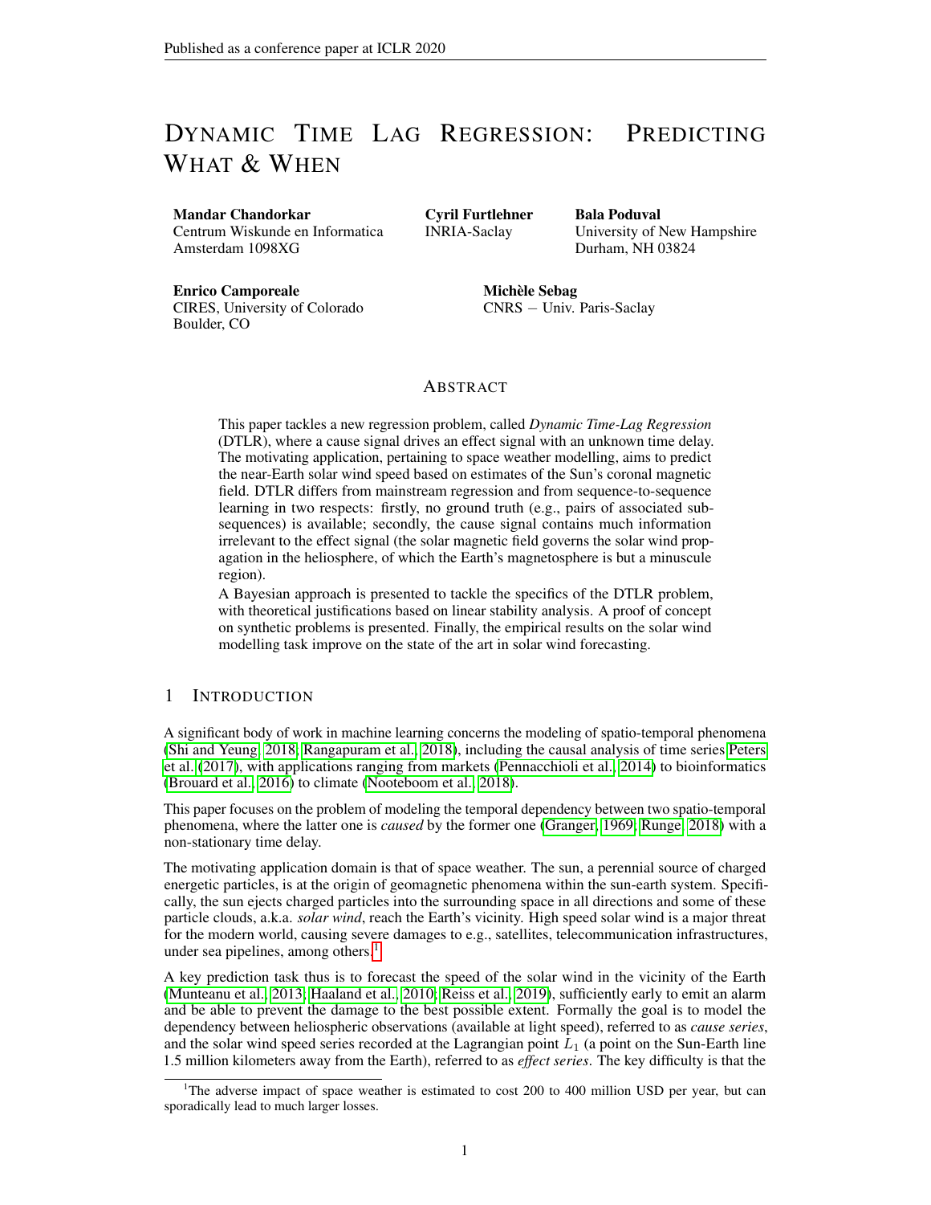# Dynamic Time Lag Regression: Predicting What & When

**Mandar Chandorkar**
Centrum Wiskunde en Informatica
Amsterdam 1098XG

**Cyril Furtlehner**
INRIA-Saclay

**Bala Poduval**
University of New Hampshire
Durham, NH 03824

**Enrico Camporeale**
CIRES, University of Colorado
Boulder, CO

**Michèle Sebag**
CNRS – Univ. Paris-Saclay

## Abstract

This paper tackles a new regression problem, called *Dynamic Time-Lag Regression* (DTLR), where a cause signal drives an effect signal with an unknown time delay. The motivating application, pertaining to space weather modelling, aims to predict the near-Earth solar wind speed based on estimates of the Sun's coronal magnetic field. DTLR differs from mainstream regression and from sequence-to-sequence learning in two respects: firstly, no ground truth (e.g., pairs of associated sub-sequences) is available; secondly, the cause signal contains much information irrelevant to the effect signal (the solar magnetic field governs the solar wind propagation in the heliosphere, of which the Earth's magnetosphere is but a minuscule region).

A Bayesian approach is presented to tackle the specifics of the DTLR problem, with theoretical justifications based on linear stability analysis. A proof of concept on synthetic problems is presented. Finally, the empirical results on the solar wind modelling task improve on the state of the art in solar wind forecasting.

## 1 Introduction

A significant body of work in machine learning concerns the modeling of spatio-temporal phenomena (Shi and Yeung, 2018; Rangapuram et al., 2018), including the causal analysis of time series Peters et al. (2017), with applications ranging from markets (Pennacchioli et al., 2014) to bioinformatics (Brouard et al., 2016) to climate (Nooteboom et al., 2018).

This paper focuses on the problem of modeling the temporal dependency between two spatio-temporal phenomena, where the latter one is *caused* by the former one (Granger, 1969; Runge, 2018) with a non-stationary time delay.

The motivating application domain is that of space weather. The sun, a perennial source of charged energetic particles, is at the origin of geomagnetic phenomena within the sun-earth system. Specifically, the sun ejects charged particles into the surrounding space in all directions and some of these particle clouds, a.k.a. *solar wind*, reach the Earth's vicinity. High speed solar wind is a major threat for the modern world, causing severe damages to e.g., satellites, telecommunication infrastructures, under sea pipelines, among others.[1]

A key prediction task thus is to forecast the speed of the solar wind in the vicinity of the Earth (Munteanu et al., 2013; Haaland et al., 2010; Reiss et al., 2019), sufficiently early to emit an alarm and be able to prevent the damage to the best possible extent. Formally the goal is to model the dependency between heliospheric observations (available at light speed), referred to as *cause series*, and the solar wind speed series recorded at the Lagrangian point $L_1$ (a point on the Sun-Earth line 1.5 million kilometers away from the Earth), referred to as *effect series*. The key difficulty is that the

[1] The adverse impact of space weather is estimated to cost 200 to 400 million USD per year, but can sporadically lead to much larger losses.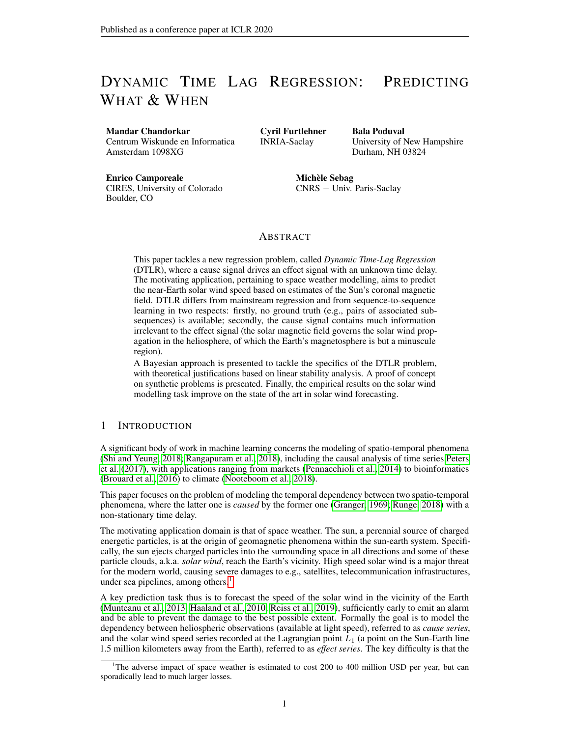# Dynamic Time Lag Regression: Predicting What & When

**Mandar Chandorkar**
Centrum Wiskunde en Informatica
Amsterdam 1098XG

**Cyril Furtlehner**
INRIA-Saclay

**Bala Poduval**
University of New Hampshire
Durham, NH 03824

**Enrico Camporeale**
CIRES, University of Colorado
Boulder, CO

**Michèle Sebag**
CNRS − Univ. Paris-Saclay

## Abstract

This paper tackles a new regression problem, called *Dynamic Time-Lag Regression* (DTLR), where a cause signal drives an effect signal with an unknown time delay. The motivating application, pertaining to space weather modelling, aims to predict the near-Earth solar wind speed based on estimates of the Sun's coronal magnetic field. DTLR differs from mainstream regression and from sequence-to-sequence learning in two respects: firstly, no ground truth (e.g., pairs of associated sub-sequences) is available; secondly, the cause signal contains much information irrelevant to the effect signal (the solar magnetic field governs the solar wind propagation in the heliosphere, of which the Earth's magnetosphere is but a minuscule region).

A Bayesian approach is presented to tackle the specifics of the DTLR problem, with theoretical justifications based on linear stability analysis. A proof of concept on synthetic problems is presented. Finally, the empirical results on the solar wind modelling task improve on the state of the art in solar wind forecasting.

## 1 Introduction

A significant body of work in machine learning concerns the modeling of spatio-temporal phenomena (Shi and Yeung, 2018; Rangapuram et al., 2018), including the causal analysis of time series Peters et al. (2017), with applications ranging from markets (Pennacchioli et al., 2014) to bioinformatics (Brouard et al., 2016) to climate (Nooteboom et al., 2018).

This paper focuses on the problem of modeling the temporal dependency between two spatio-temporal phenomena, where the latter one is *caused* by the former one (Granger, 1969; Runge, 2018) with a non-stationary time delay.

The motivating application domain is that of space weather. The sun, a perennial source of charged energetic particles, is at the origin of geomagnetic phenomena within the sun-earth system. Specifically, the sun ejects charged particles into the surrounding space in all directions and some of these particle clouds, a.k.a. *solar wind*, reach the Earth's vicinity. High speed solar wind is a major threat for the modern world, causing severe damages to e.g., satellites, telecommunication infrastructures, under sea pipelines, among others.[1]

A key prediction task thus is to forecast the speed of the solar wind in the vicinity of the Earth (Munteanu et al., 2013; Haaland et al., 2010; Reiss et al., 2019), sufficiently early to emit an alarm and be able to prevent the damage to the best possible extent. Formally the goal is to model the dependency between heliospheric observations (available at light speed), referred to as *cause series*, and the solar wind speed series recorded at the Lagrangian point $L_1$ (a point on the Sun-Earth line 1.5 million kilometers away from the Earth), referred to as *effect series*. The key difficulty is that the

[1] The adverse impact of space weather is estimated to cost 200 to 400 million USD per year, but can sporadically lead to much larger losses.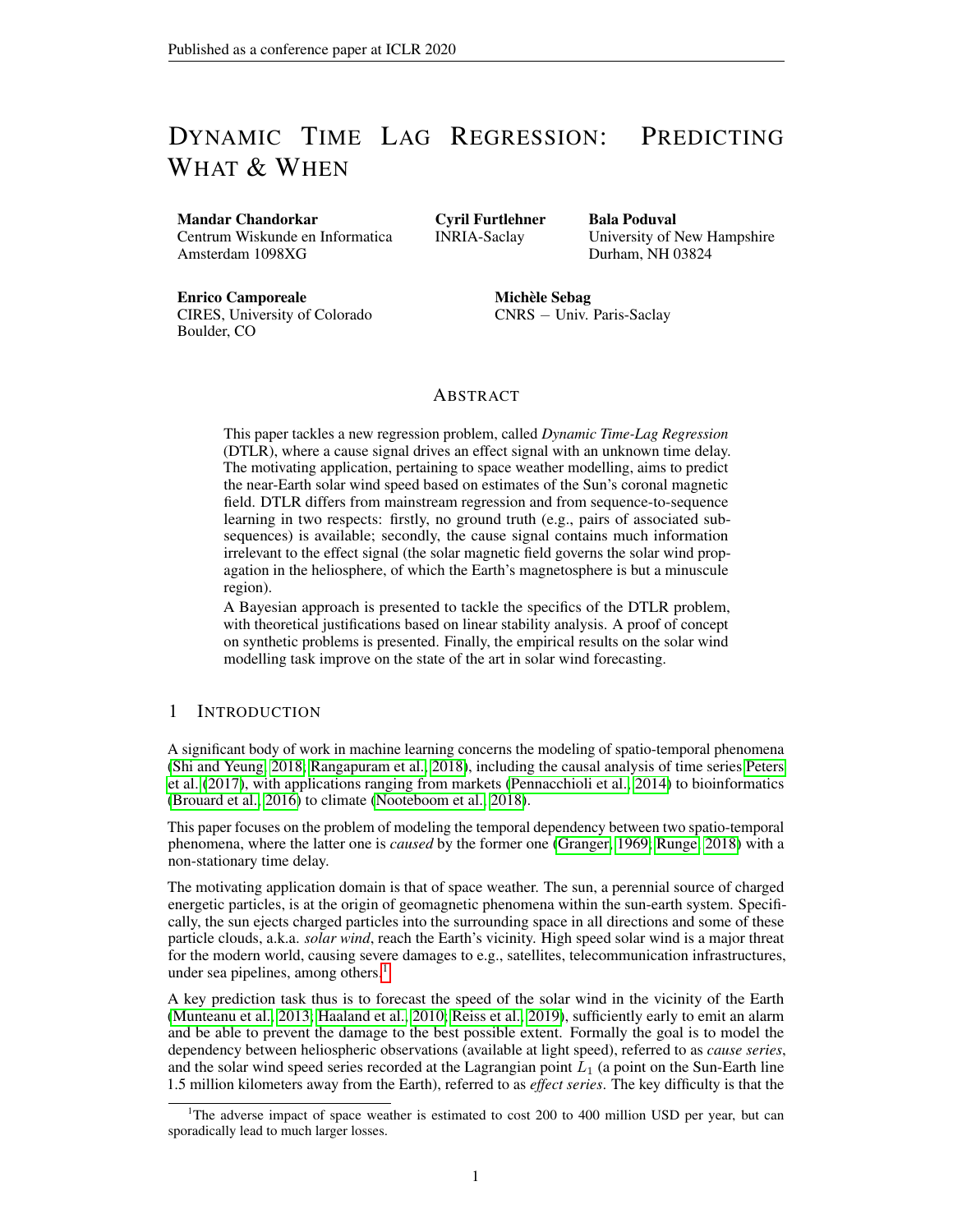# Dynamic Time Lag Regression: Predicting What & When

**Mandar Chandorkar**
Centrum Wiskunde en Informatica
Amsterdam 1098XG

**Cyril Furtlehner**
INRIA-Saclay

**Bala Poduval**
University of New Hampshire
Durham, NH 03824

**Enrico Camporeale**
CIRES, University of Colorado
Boulder, CO

**Michèle Sebag**
CNRS − Univ. Paris-Saclay

## Abstract

This paper tackles a new regression problem, called *Dynamic Time-Lag Regression* (DTLR), where a cause signal drives an effect signal with an unknown time delay. The motivating application, pertaining to space weather modelling, aims to predict the near-Earth solar wind speed based on estimates of the Sun's coronal magnetic field. DTLR differs from mainstream regression and from sequence-to-sequence learning in two respects: firstly, no ground truth (e.g., pairs of associated sub-sequences) is available; secondly, the cause signal contains much information irrelevant to the effect signal (the solar magnetic field governs the solar wind propagation in the heliosphere, of which the Earth's magnetosphere is but a minuscule region).

A Bayesian approach is presented to tackle the specifics of the DTLR problem, with theoretical justifications based on linear stability analysis. A proof of concept on synthetic problems is presented. Finally, the empirical results on the solar wind modelling task improve on the state of the art in solar wind forecasting.

## 1 Introduction

A significant body of work in machine learning concerns the modeling of spatio-temporal phenomena (Shi and Yeung, 2018; Rangapuram et al., 2018), including the causal analysis of time series Peters et al. (2017), with applications ranging from markets (Pennacchioli et al., 2014) to bioinformatics (Brouard et al., 2016) to climate (Nooteboom et al., 2018).

This paper focuses on the problem of modeling the temporal dependency between two spatio-temporal phenomena, where the latter one is *caused* by the former one (Granger, 1969; Runge, 2018) with a non-stationary time delay.

The motivating application domain is that of space weather. The sun, a perennial source of charged energetic particles, is at the origin of geomagnetic phenomena within the sun-earth system. Specifically, the sun ejects charged particles into the surrounding space in all directions and some of these particle clouds, a.k.a. *solar wind*, reach the Earth's vicinity. High speed solar wind is a major threat for the modern world, causing severe damages to e.g., satellites, telecommunication infrastructures, under sea pipelines, among others.[1]

A key prediction task thus is to forecast the speed of the solar wind in the vicinity of the Earth (Munteanu et al., 2013; Haaland et al., 2010; Reiss et al., 2019), sufficiently early to emit an alarm and be able to prevent the damage to the best possible extent. Formally the goal is to model the dependency between heliospheric observations (available at light speed), referred to as *cause series*, and the solar wind speed series recorded at the Lagrangian point $L_1$ (a point on the Sun-Earth line 1.5 million kilometers away from the Earth), referred to as *effect series*. The key difficulty is that the

[1] The adverse impact of space weather is estimated to cost 200 to 400 million USD per year, but can sporadically lead to much larger losses.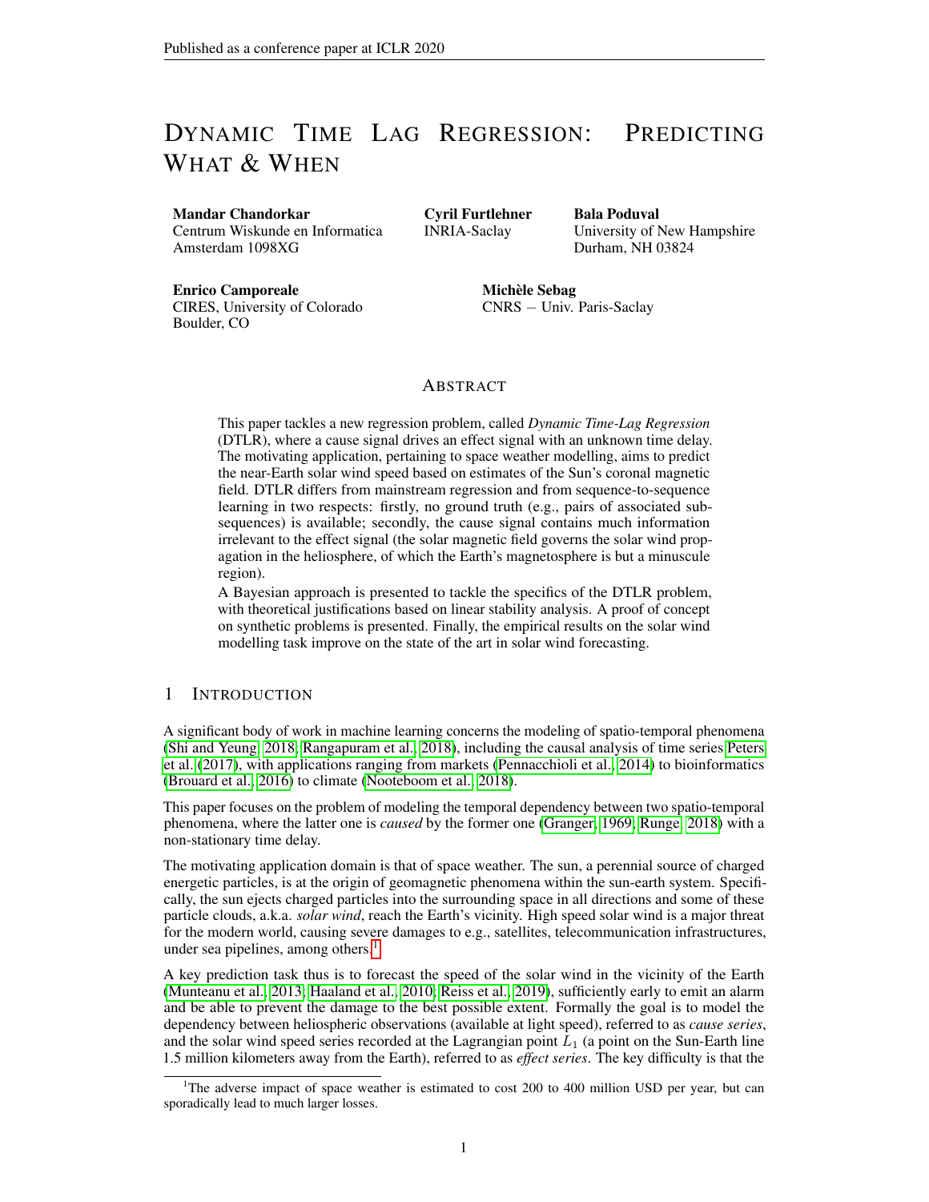# Dynamic Time Lag Regression: Predicting What & When

**Mandar Chandorkar**
Centrum Wiskunde en Informatica
Amsterdam 1098XG

**Cyril Furtlehner**
INRIA-Saclay

**Bala Poduval**
University of New Hampshire
Durham, NH 03824

**Enrico Camporeale**
CIRES, University of Colorado
Boulder, CO

**Michèle Sebag**
CNRS − Univ. Paris-Saclay

## Abstract

This paper tackles a new regression problem, called *Dynamic Time-Lag Regression* (DTLR), where a cause signal drives an effect signal with an unknown time delay. The motivating application, pertaining to space weather modelling, aims to predict the near-Earth solar wind speed based on estimates of the Sun's coronal magnetic field. DTLR differs from mainstream regression and from sequence-to-sequence learning in two respects: firstly, no ground truth (e.g., pairs of associated sub-sequences) is available; secondly, the cause signal contains much information irrelevant to the effect signal (the solar magnetic field governs the solar wind propagation in the heliosphere, of which the Earth's magnetosphere is but a minuscule region).

A Bayesian approach is presented to tackle the specifics of the DTLR problem, with theoretical justifications based on linear stability analysis. A proof of concept on synthetic problems is presented. Finally, the empirical results on the solar wind modelling task improve on the state of the art in solar wind forecasting.

## 1 Introduction

A significant body of work in machine learning concerns the modeling of spatio-temporal phenomena (Shi and Yeung, 2018; Rangapuram et al., 2018), including the causal analysis of time series Peters et al. (2017), with applications ranging from markets (Pennacchioli et al., 2014) to bioinformatics (Brouard et al., 2016) to climate (Nooteboom et al., 2018).

This paper focuses on the problem of modeling the temporal dependency between two spatio-temporal phenomena, where the latter one is *caused* by the former one (Granger, 1969; Runge, 2018) with a non-stationary time delay.

The motivating application domain is that of space weather. The sun, a perennial source of charged energetic particles, is at the origin of geomagnetic phenomena within the sun-earth system. Specifically, the sun ejects charged particles into the surrounding space in all directions and some of these particle clouds, a.k.a. *solar wind*, reach the Earth's vicinity. High speed solar wind is a major threat for the modern world, causing severe damages to e.g., satellites, telecommunication infrastructures, under sea pipelines, among others.[1]

A key prediction task thus is to forecast the speed of the solar wind in the vicinity of the Earth (Munteanu et al., 2013; Haaland et al., 2010; Reiss et al., 2019), sufficiently early to emit an alarm and be able to prevent the damage to the best possible extent. Formally the goal is to model the dependency between heliospheric observations (available at light speed), referred to as *cause series*, and the solar wind speed series recorded at the Lagrangian point $L_1$ (a point on the Sun-Earth line 1.5 million kilometers away from the Earth), referred to as *effect series*. The key difficulty is that the

[1] The adverse impact of space weather is estimated to cost 200 to 400 million USD per year, but can sporadically lead to much larger losses.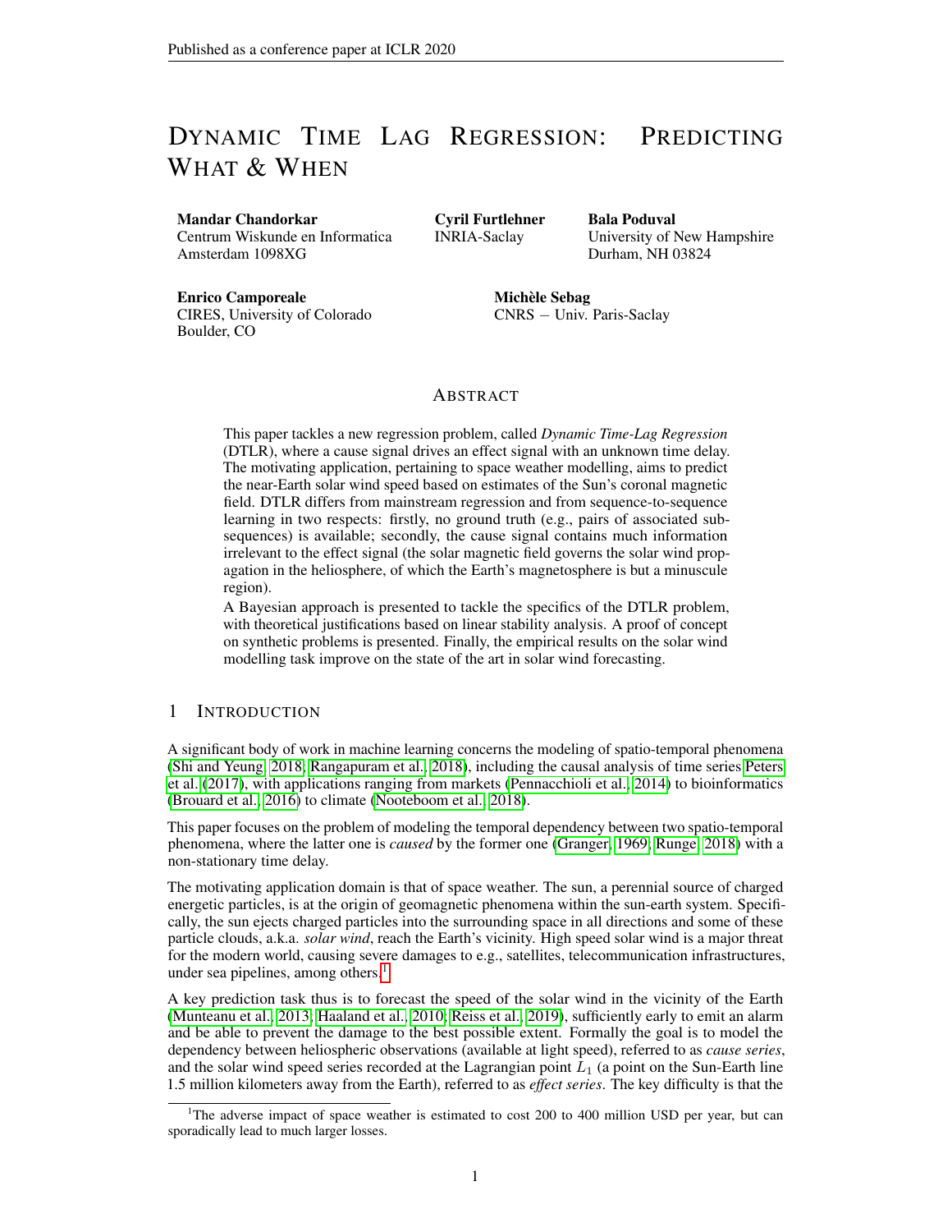# Dynamic Time Lag Regression: Predicting What & When

**Mandar Chandorkar**
Centrum Wiskunde en Informatica
Amsterdam 1098XG

**Cyril Furtlehner**
INRIA-Saclay

**Bala Poduval**
University of New Hampshire
Durham, NH 03824

**Enrico Camporeale**
CIRES, University of Colorado
Boulder, CO

**Michèle Sebag**
CNRS − Univ. Paris-Saclay

## Abstract

This paper tackles a new regression problem, called *Dynamic Time-Lag Regression* (DTLR), where a cause signal drives an effect signal with an unknown time delay. The motivating application, pertaining to space weather modelling, aims to predict the near-Earth solar wind speed based on estimates of the Sun's coronal magnetic field. DTLR differs from mainstream regression and from sequence-to-sequence learning in two respects: firstly, no ground truth (e.g., pairs of associated sub-sequences) is available; secondly, the cause signal contains much information irrelevant to the effect signal (the solar magnetic field governs the solar wind propagation in the heliosphere, of which the Earth's magnetosphere is but a minuscule region).

A Bayesian approach is presented to tackle the specifics of the DTLR problem, with theoretical justifications based on linear stability analysis. A proof of concept on synthetic problems is presented. Finally, the empirical results on the solar wind modelling task improve on the state of the art in solar wind forecasting.

## 1 Introduction

A significant body of work in machine learning concerns the modeling of spatio-temporal phenomena (Shi and Yeung, 2018; Rangapuram et al., 2018), including the causal analysis of time series Peters et al. (2017), with applications ranging from markets (Pennacchioli et al., 2014) to bioinformatics (Brouard et al., 2016) to climate (Nooteboom et al., 2018).

This paper focuses on the problem of modeling the temporal dependency between two spatio-temporal phenomena, where the latter one is *caused* by the former one (Granger, 1969; Runge, 2018) with a non-stationary time delay.

The motivating application domain is that of space weather. The sun, a perennial source of charged energetic particles, is at the origin of geomagnetic phenomena within the sun-earth system. Specifically, the sun ejects charged particles into the surrounding space in all directions and some of these particle clouds, a.k.a. *solar wind*, reach the Earth's vicinity. High speed solar wind is a major threat for the modern world, causing severe damages to e.g., satellites, telecommunication infrastructures, under sea pipelines, among others.[1]

A key prediction task thus is to forecast the speed of the solar wind in the vicinity of the Earth (Munteanu et al., 2013; Haaland et al., 2010; Reiss et al., 2019), sufficiently early to emit an alarm and be able to prevent the damage to the best possible extent. Formally the goal is to model the dependency between heliospheric observations (available at light speed), referred to as *cause series*, and the solar wind speed series recorded at the Lagrangian point $L_1$ (a point on the Sun-Earth line 1.5 million kilometers away from the Earth), referred to as *effect series*. The key difficulty is that the

[1] The adverse impact of space weather is estimated to cost 200 to 400 million USD per year, but can sporadically lead to much larger losses.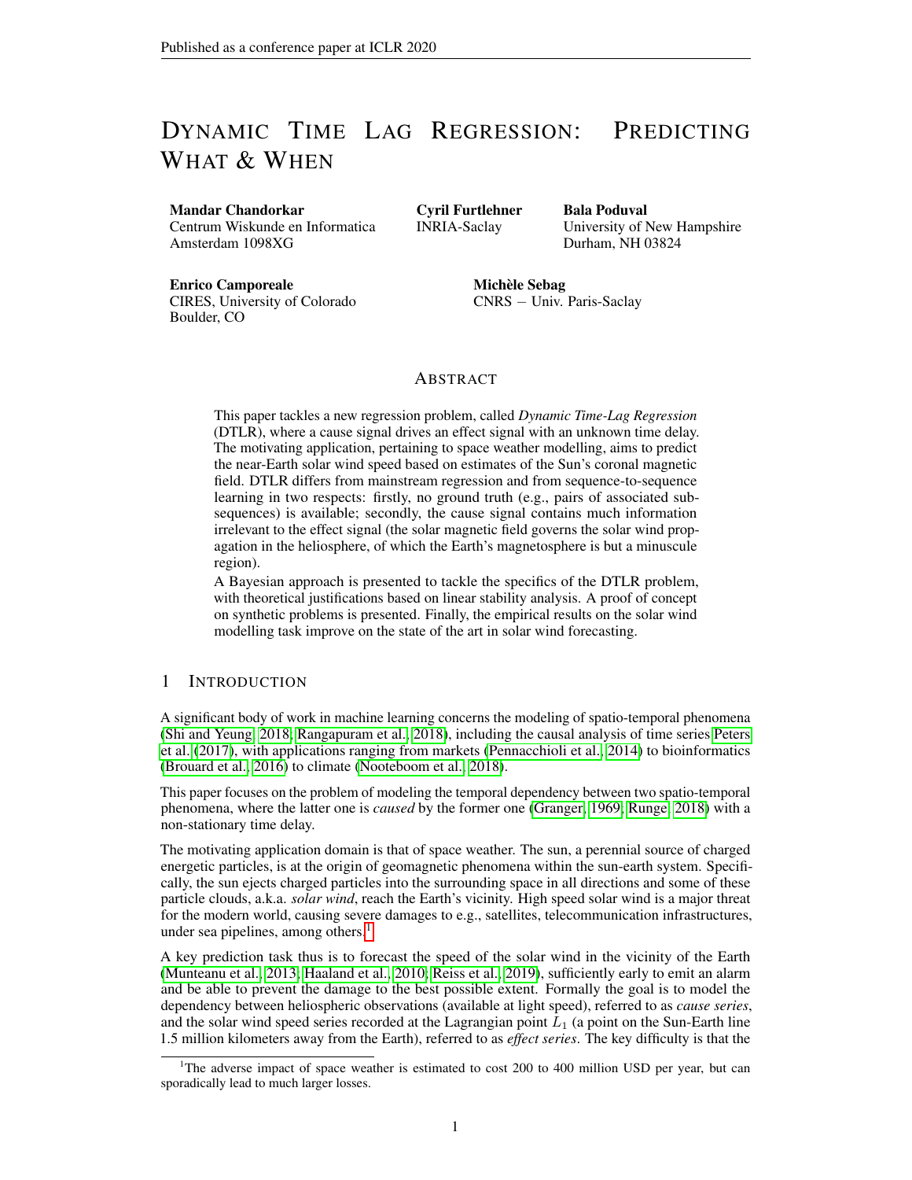# Dynamic Time Lag Regression: Predicting What & When

**Mandar Chandorkar**
Centrum Wiskunde en Informatica
Amsterdam 1098XG

**Cyril Furtlehner**
INRIA-Saclay

**Bala Poduval**
University of New Hampshire
Durham, NH 03824

**Enrico Camporeale**
CIRES, University of Colorado
Boulder, CO

**Michèle Sebag**
CNRS – Univ. Paris-Saclay

## Abstract

This paper tackles a new regression problem, called *Dynamic Time-Lag Regression* (DTLR), where a cause signal drives an effect signal with an unknown time delay. The motivating application, pertaining to space weather modelling, aims to predict the near-Earth solar wind speed based on estimates of the Sun's coronal magnetic field. DTLR differs from mainstream regression and from sequence-to-sequence learning in two respects: firstly, no ground truth (e.g., pairs of associated sub-sequences) is available; secondly, the cause signal contains much information irrelevant to the effect signal (the solar magnetic field governs the solar wind propagation in the heliosphere, of which the Earth's magnetosphere is but a minuscule region).

A Bayesian approach is presented to tackle the specifics of the DTLR problem, with theoretical justifications based on linear stability analysis. A proof of concept on synthetic problems is presented. Finally, the empirical results on the solar wind modelling task improve on the state of the art in solar wind forecasting.

## 1 Introduction

A significant body of work in machine learning concerns the modeling of spatio-temporal phenomena (Shi and Yeung, 2018; Rangapuram et al., 2018), including the causal analysis of time series Peters et al. (2017), with applications ranging from markets (Pennacchioli et al., 2014) to bioinformatics (Brouard et al., 2016) to climate (Nooteboom et al., 2018).

This paper focuses on the problem of modeling the temporal dependency between two spatio-temporal phenomena, where the latter one is *caused* by the former one (Granger, 1969; Runge, 2018) with a non-stationary time delay.

The motivating application domain is that of space weather. The sun, a perennial source of charged energetic particles, is at the origin of geomagnetic phenomena within the sun-earth system. Specifically, the sun ejects charged particles into the surrounding space in all directions and some of these particle clouds, a.k.a. *solar wind*, reach the Earth's vicinity. High speed solar wind is a major threat for the modern world, causing severe damages to e.g., satellites, telecommunication infrastructures, under sea pipelines, among others.[1]

A key prediction task thus is to forecast the speed of the solar wind in the vicinity of the Earth (Munteanu et al., 2013; Haaland et al., 2010; Reiss et al., 2019), sufficiently early to emit an alarm and be able to prevent the damage to the best possible extent. Formally the goal is to model the dependency between heliospheric observations (available at light speed), referred to as *cause series*, and the solar wind speed series recorded at the Lagrangian point $L_1$ (a point on the Sun-Earth line 1.5 million kilometers away from the Earth), referred to as *effect series*. The key difficulty is that the

[1] The adverse impact of space weather is estimated to cost 200 to 400 million USD per year, but can sporadically lead to much larger losses.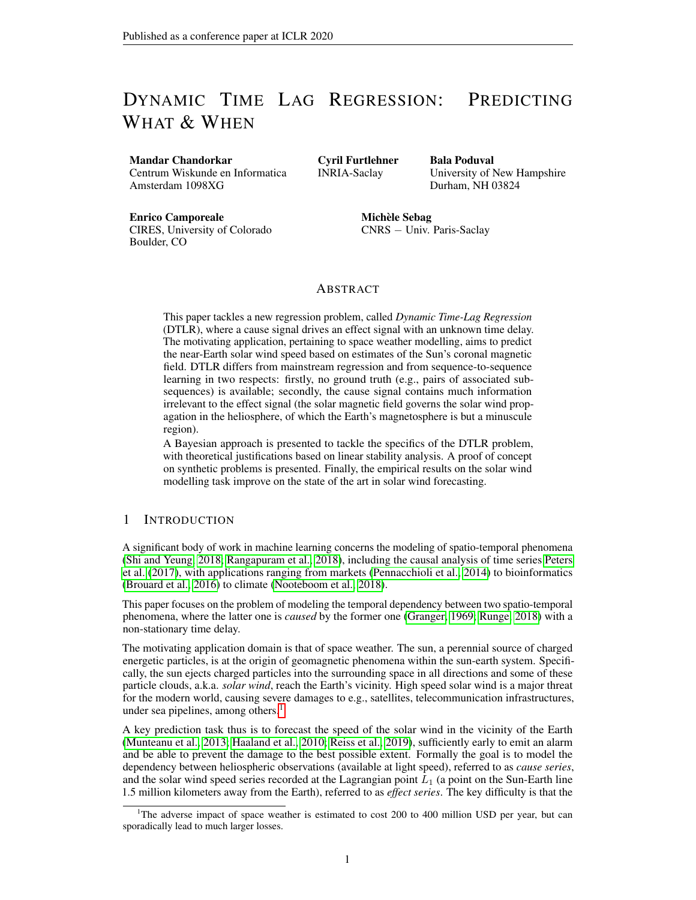# Dynamic Time Lag Regression: Predicting What & When

**Mandar Chandorkar**
Centrum Wiskunde en Informatica
Amsterdam 1098XG

**Cyril Furtlehner**
INRIA-Saclay

**Bala Poduval**
University of New Hampshire
Durham, NH 03824

**Enrico Camporeale**
CIRES, University of Colorado
Boulder, CO

**Michèle Sebag**
CNRS − Univ. Paris-Saclay

## Abstract

This paper tackles a new regression problem, called *Dynamic Time-Lag Regression* (DTLR), where a cause signal drives an effect signal with an unknown time delay. The motivating application, pertaining to space weather modelling, aims to predict the near-Earth solar wind speed based on estimates of the Sun's coronal magnetic field. DTLR differs from mainstream regression and from sequence-to-sequence learning in two respects: firstly, no ground truth (e.g., pairs of associated sub-sequences) is available; secondly, the cause signal contains much information irrelevant to the effect signal (the solar magnetic field governs the solar wind propagation in the heliosphere, of which the Earth's magnetosphere is but a minuscule region).

A Bayesian approach is presented to tackle the specifics of the DTLR problem, with theoretical justifications based on linear stability analysis. A proof of concept on synthetic problems is presented. Finally, the empirical results on the solar wind modelling task improve on the state of the art in solar wind forecasting.

## 1 Introduction

A significant body of work in machine learning concerns the modeling of spatio-temporal phenomena (Shi and Yeung, 2018; Rangapuram et al., 2018), including the causal analysis of time series Peters et al. (2017), with applications ranging from markets (Pennacchioli et al., 2014) to bioinformatics (Brouard et al., 2016) to climate (Nooteboom et al., 2018).

This paper focuses on the problem of modeling the temporal dependency between two spatio-temporal phenomena, where the latter one is *caused* by the former one (Granger, 1969; Runge, 2018) with a non-stationary time delay.

The motivating application domain is that of space weather. The sun, a perennial source of charged energetic particles, is at the origin of geomagnetic phenomena within the sun-earth system. Specifically, the sun ejects charged particles into the surrounding space in all directions and some of these particle clouds, a.k.a. *solar wind*, reach the Earth's vicinity. High speed solar wind is a major threat for the modern world, causing severe damages to e.g., satellites, telecommunication infrastructures, under sea pipelines, among others.[1]

A key prediction task thus is to forecast the speed of the solar wind in the vicinity of the Earth (Munteanu et al., 2013; Haaland et al., 2010; Reiss et al., 2019), sufficiently early to emit an alarm and be able to prevent the damage to the best possible extent. Formally the goal is to model the dependency between heliospheric observations (available at light speed), referred to as *cause series*, and the solar wind speed series recorded at the Lagrangian point $L_1$ (a point on the Sun-Earth line 1.5 million kilometers away from the Earth), referred to as *effect series*. The key difficulty is that the

[1] The adverse impact of space weather is estimated to cost 200 to 400 million USD per year, but can sporadically lead to much larger losses.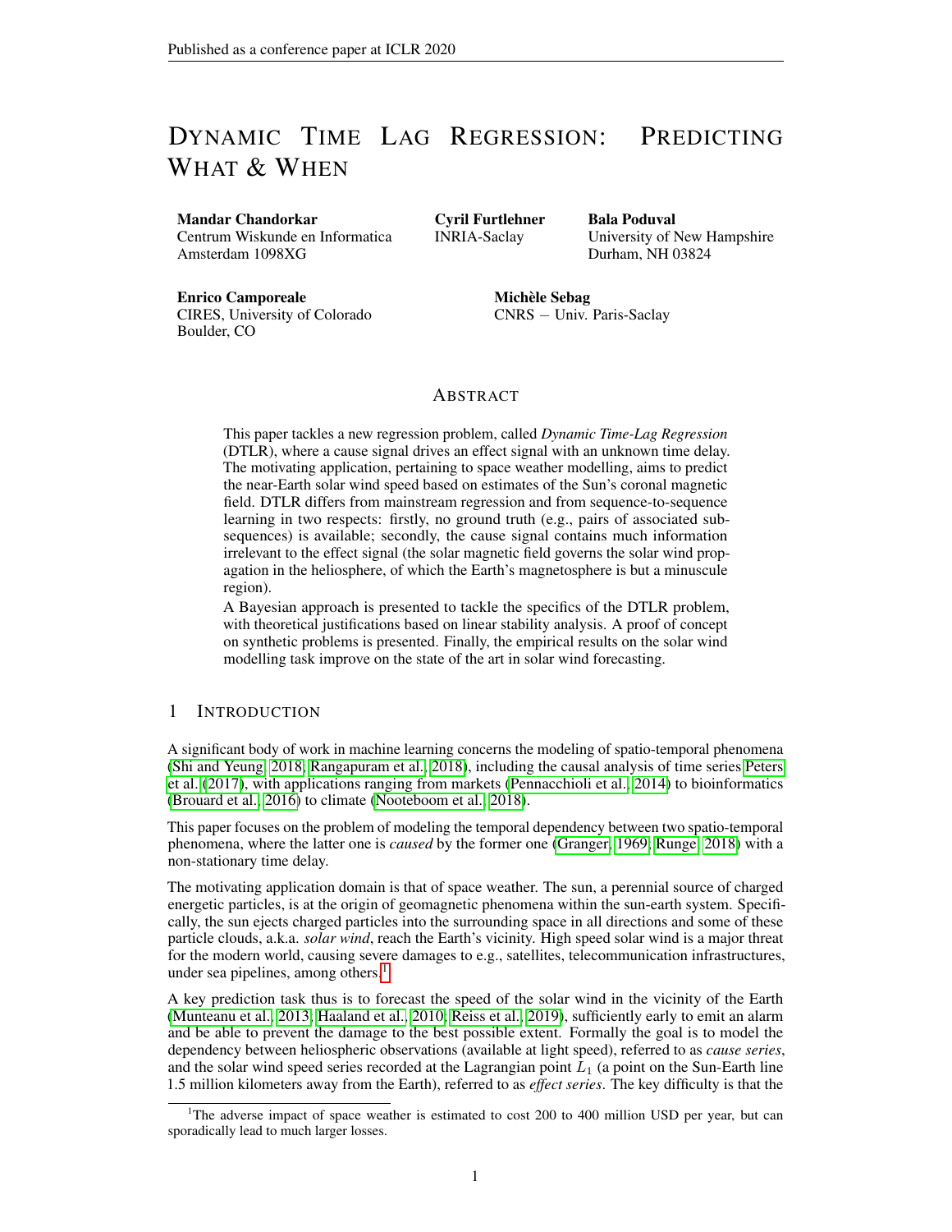# Dynamic Time Lag Regression: Predicting What & When

**Mandar Chandorkar**
Centrum Wiskunde en Informatica
Amsterdam 1098XG

**Cyril Furtlehner**
INRIA-Saclay

**Bala Poduval**
University of New Hampshire
Durham, NH 03824

**Enrico Camporeale**
CIRES, University of Colorado
Boulder, CO

**Michèle Sebag**
CNRS − Univ. Paris-Saclay

## Abstract

This paper tackles a new regression problem, called *Dynamic Time-Lag Regression* (DTLR), where a cause signal drives an effect signal with an unknown time delay. The motivating application, pertaining to space weather modelling, aims to predict the near-Earth solar wind speed based on estimates of the Sun's coronal magnetic field. DTLR differs from mainstream regression and from sequence-to-sequence learning in two respects: firstly, no ground truth (e.g., pairs of associated sub-sequences) is available; secondly, the cause signal contains much information irrelevant to the effect signal (the solar magnetic field governs the solar wind propagation in the heliosphere, of which the Earth's magnetosphere is but a minuscule region).

A Bayesian approach is presented to tackle the specifics of the DTLR problem, with theoretical justifications based on linear stability analysis. A proof of concept on synthetic problems is presented. Finally, the empirical results on the solar wind modelling task improve on the state of the art in solar wind forecasting.

## 1 Introduction

A significant body of work in machine learning concerns the modeling of spatio-temporal phenomena (Shi and Yeung, 2018; Rangapuram et al., 2018), including the causal analysis of time series Peters et al. (2017), with applications ranging from markets (Pennacchioli et al., 2014) to bioinformatics (Brouard et al., 2016) to climate (Nooteboom et al., 2018).

This paper focuses on the problem of modeling the temporal dependency between two spatio-temporal phenomena, where the latter one is *caused* by the former one (Granger, 1969; Runge, 2018) with a non-stationary time delay.

The motivating application domain is that of space weather. The sun, a perennial source of charged energetic particles, is at the origin of geomagnetic phenomena within the sun-earth system. Specifically, the sun ejects charged particles into the surrounding space in all directions and some of these particle clouds, a.k.a. *solar wind*, reach the Earth's vicinity. High speed solar wind is a major threat for the modern world, causing severe damages to e.g., satellites, telecommunication infrastructures, under sea pipelines, among others.[1]

A key prediction task thus is to forecast the speed of the solar wind in the vicinity of the Earth (Munteanu et al., 2013; Haaland et al., 2010; Reiss et al., 2019), sufficiently early to emit an alarm and be able to prevent the damage to the best possible extent. Formally the goal is to model the dependency between heliospheric observations (available at light speed), referred to as *cause series*, and the solar wind speed series recorded at the Lagrangian point $L_1$ (a point on the Sun-Earth line 1.5 million kilometers away from the Earth), referred to as *effect series*. The key difficulty is that the

[1] The adverse impact of space weather is estimated to cost 200 to 400 million USD per year, but can sporadically lead to much larger losses.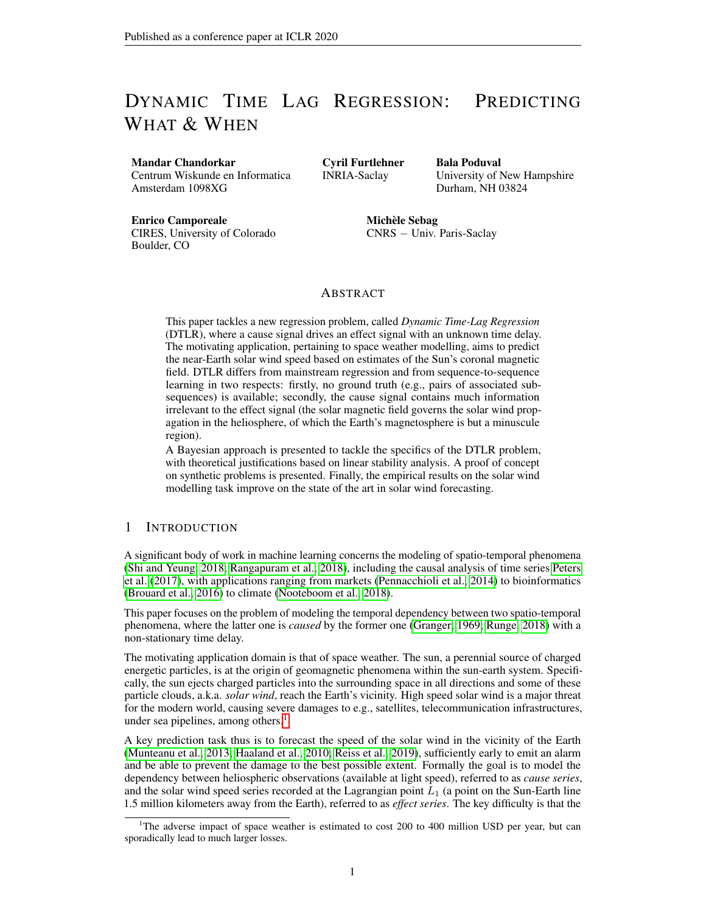# Dynamic Time Lag Regression: Predicting What & When

**Mandar Chandorkar**
Centrum Wiskunde en Informatica
Amsterdam 1098XG

**Cyril Furtlehner**
INRIA-Saclay

**Bala Poduval**
University of New Hampshire
Durham, NH 03824

**Enrico Camporeale**
CIRES, University of Colorado
Boulder, CO

**Michèle Sebag**
CNRS − Univ. Paris-Saclay

## Abstract

This paper tackles a new regression problem, called *Dynamic Time-Lag Regression* (DTLR), where a cause signal drives an effect signal with an unknown time delay. The motivating application, pertaining to space weather modelling, aims to predict the near-Earth solar wind speed based on estimates of the Sun's coronal magnetic field. DTLR differs from mainstream regression and from sequence-to-sequence learning in two respects: firstly, no ground truth (e.g., pairs of associated sub-sequences) is available; secondly, the cause signal contains much information irrelevant to the effect signal (the solar magnetic field governs the solar wind propagation in the heliosphere, of which the Earth's magnetosphere is but a minuscule region).

A Bayesian approach is presented to tackle the specifics of the DTLR problem, with theoretical justifications based on linear stability analysis. A proof of concept on synthetic problems is presented. Finally, the empirical results on the solar wind modelling task improve on the state of the art in solar wind forecasting.

## 1 Introduction

A significant body of work in machine learning concerns the modeling of spatio-temporal phenomena (Shi and Yeung, 2018; Rangapuram et al., 2018), including the causal analysis of time series Peters et al. (2017), with applications ranging from markets (Pennacchioli et al., 2014) to bioinformatics (Brouard et al., 2016) to climate (Nooteboom et al., 2018).

This paper focuses on the problem of modeling the temporal dependency between two spatio-temporal phenomena, where the latter one is *caused* by the former one (Granger, 1969; Runge, 2018) with a non-stationary time delay.

The motivating application domain is that of space weather. The sun, a perennial source of charged energetic particles, is at the origin of geomagnetic phenomena within the sun-earth system. Specifically, the sun ejects charged particles into the surrounding space in all directions and some of these particle clouds, a.k.a. *solar wind*, reach the Earth's vicinity. High speed solar wind is a major threat for the modern world, causing severe damages to e.g., satellites, telecommunication infrastructures, under sea pipelines, among others.[1]

A key prediction task thus is to forecast the speed of the solar wind in the vicinity of the Earth (Munteanu et al., 2013; Haaland et al., 2010; Reiss et al., 2019), sufficiently early to emit an alarm and be able to prevent the damage to the best possible extent. Formally the goal is to model the dependency between heliospheric observations (available at light speed), referred to as *cause series*, and the solar wind speed series recorded at the Lagrangian point $L_1$ (a point on the Sun-Earth line 1.5 million kilometers away from the Earth), referred to as *effect series*. The key difficulty is that the

[1] The adverse impact of space weather is estimated to cost 200 to 400 million USD per year, but can sporadically lead to much larger losses.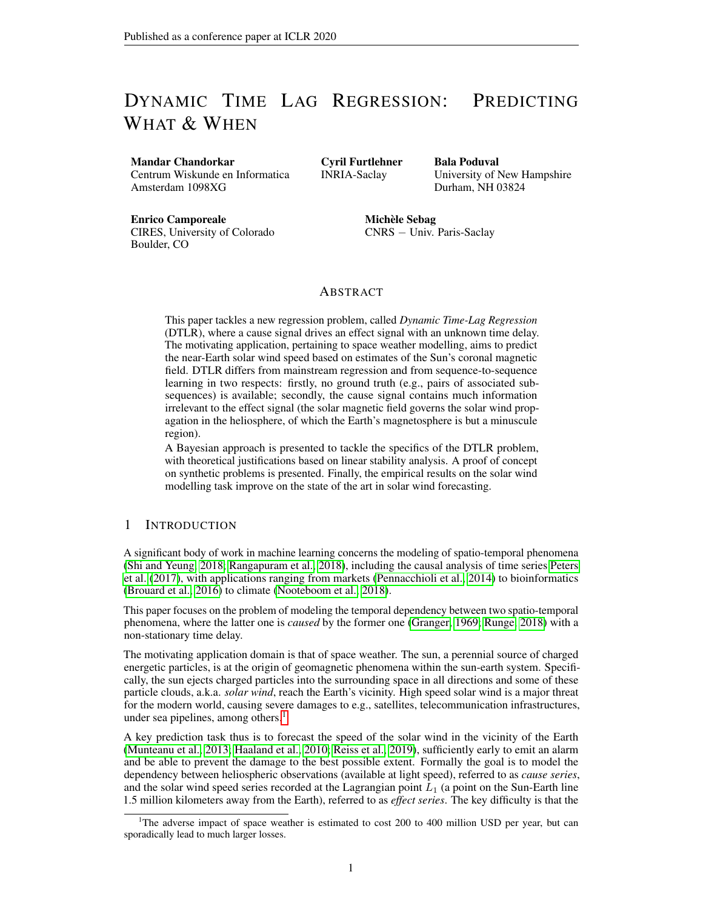# Dynamic Time Lag Regression: Predicting What & When

**Mandar Chandorkar**
Centrum Wiskunde en Informatica
Amsterdam 1098XG

**Cyril Furtlehner**
INRIA-Saclay

**Bala Poduval**
University of New Hampshire
Durham, NH 03824

**Enrico Camporeale**
CIRES, University of Colorado
Boulder, CO

**Michèle Sebag**
CNRS − Univ. Paris-Saclay

## Abstract

This paper tackles a new regression problem, called *Dynamic Time-Lag Regression* (DTLR), where a cause signal drives an effect signal with an unknown time delay. The motivating application, pertaining to space weather modelling, aims to predict the near-Earth solar wind speed based on estimates of the Sun's coronal magnetic field. DTLR differs from mainstream regression and from sequence-to-sequence learning in two respects: firstly, no ground truth (e.g., pairs of associated sub-sequences) is available; secondly, the cause signal contains much information irrelevant to the effect signal (the solar magnetic field governs the solar wind propagation in the heliosphere, of which the Earth's magnetosphere is but a minuscule region).

A Bayesian approach is presented to tackle the specifics of the DTLR problem, with theoretical justifications based on linear stability analysis. A proof of concept on synthetic problems is presented. Finally, the empirical results on the solar wind modelling task improve on the state of the art in solar wind forecasting.

## 1 Introduction

A significant body of work in machine learning concerns the modeling of spatio-temporal phenomena (Shi and Yeung, 2018; Rangapuram et al., 2018), including the causal analysis of time series Peters et al. (2017), with applications ranging from markets (Pennacchioli et al., 2014) to bioinformatics (Brouard et al., 2016) to climate (Nooteboom et al., 2018).

This paper focuses on the problem of modeling the temporal dependency between two spatio-temporal phenomena, where the latter one is *caused* by the former one (Granger, 1969; Runge, 2018) with a non-stationary time delay.

The motivating application domain is that of space weather. The sun, a perennial source of charged energetic particles, is at the origin of geomagnetic phenomena within the sun-earth system. Specifically, the sun ejects charged particles into the surrounding space in all directions and some of these particle clouds, a.k.a. *solar wind*, reach the Earth's vicinity. High speed solar wind is a major threat for the modern world, causing severe damages to e.g., satellites, telecommunication infrastructures, under sea pipelines, among others.[1]

A key prediction task thus is to forecast the speed of the solar wind in the vicinity of the Earth (Munteanu et al., 2013; Haaland et al., 2010; Reiss et al., 2019), sufficiently early to emit an alarm and be able to prevent the damage to the best possible extent. Formally the goal is to model the dependency between heliospheric observations (available at light speed), referred to as *cause series*, and the solar wind speed series recorded at the Lagrangian point $L_1$ (a point on the Sun-Earth line 1.5 million kilometers away from the Earth), referred to as *effect series*. The key difficulty is that the

[1] The adverse impact of space weather is estimated to cost 200 to 400 million USD per year, but can sporadically lead to much larger losses.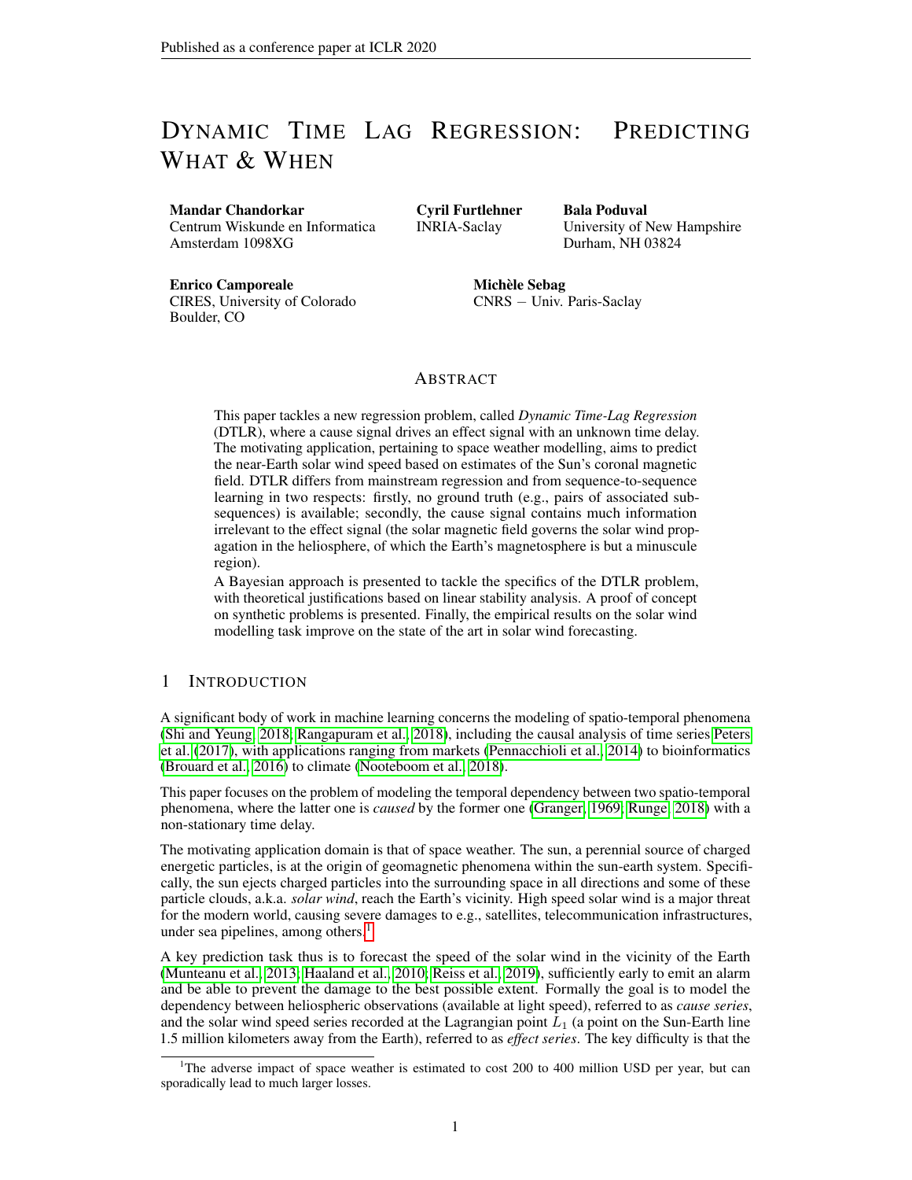# Dynamic Time Lag Regression: Predicting What & When

**Mandar Chandorkar**
Centrum Wiskunde en Informatica
Amsterdam 1098XG

**Cyril Furtlehner**
INRIA-Saclay

**Bala Poduval**
University of New Hampshire
Durham, NH 03824

**Enrico Camporeale**
CIRES, University of Colorado
Boulder, CO

**Michèle Sebag**
CNRS – Univ. Paris-Saclay

## Abstract

This paper tackles a new regression problem, called *Dynamic Time-Lag Regression* (DTLR), where a cause signal drives an effect signal with an unknown time delay. The motivating application, pertaining to space weather modelling, aims to predict the near-Earth solar wind speed based on estimates of the Sun's coronal magnetic field. DTLR differs from mainstream regression and from sequence-to-sequence learning in two respects: firstly, no ground truth (e.g., pairs of associated sub-sequences) is available; secondly, the cause signal contains much information irrelevant to the effect signal (the solar magnetic field governs the solar wind propagation in the heliosphere, of which the Earth's magnetosphere is but a minuscule region).

A Bayesian approach is presented to tackle the specifics of the DTLR problem, with theoretical justifications based on linear stability analysis. A proof of concept on synthetic problems is presented. Finally, the empirical results on the solar wind modelling task improve on the state of the art in solar wind forecasting.

## 1 Introduction

A significant body of work in machine learning concerns the modeling of spatio-temporal phenomena (Shi and Yeung, 2018; Rangapuram et al., 2018), including the causal analysis of time series Peters et al. (2017), with applications ranging from markets (Pennacchioli et al., 2014) to bioinformatics (Brouard et al., 2016) to climate (Nooteboom et al., 2018).

This paper focuses on the problem of modeling the temporal dependency between two spatio-temporal phenomena, where the latter one is *caused* by the former one (Granger, 1969; Runge, 2018) with a non-stationary time delay.

The motivating application domain is that of space weather. The sun, a perennial source of charged energetic particles, is at the origin of geomagnetic phenomena within the sun-earth system. Specifically, the sun ejects charged particles into the surrounding space in all directions and some of these particle clouds, a.k.a. *solar wind*, reach the Earth's vicinity. High speed solar wind is a major threat for the modern world, causing severe damages to e.g., satellites, telecommunication infrastructures, under sea pipelines, among others.[1]

A key prediction task thus is to forecast the speed of the solar wind in the vicinity of the Earth (Munteanu et al., 2013; Haaland et al., 2010; Reiss et al., 2019), sufficiently early to emit an alarm and be able to prevent the damage to the best possible extent. Formally the goal is to model the dependency between heliospheric observations (available at light speed), referred to as *cause series*, and the solar wind speed series recorded at the Lagrangian point $L_1$ (a point on the Sun-Earth line 1.5 million kilometers away from the Earth), referred to as *effect series*. The key difficulty is that the

[1] The adverse impact of space weather is estimated to cost 200 to 400 million USD per year, but can sporadically lead to much larger losses.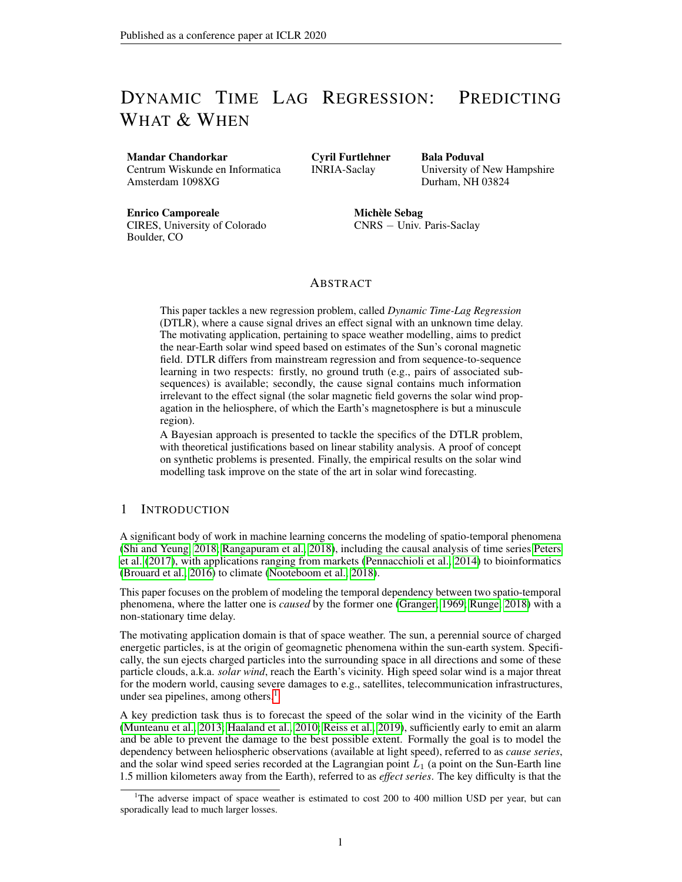# Dynamic Time Lag Regression: Predicting What & When

**Mandar Chandorkar**
Centrum Wiskunde en Informatica
Amsterdam 1098XG

**Cyril Furtlehner**
INRIA-Saclay

**Bala Poduval**
University of New Hampshire
Durham, NH 03824

**Enrico Camporeale**
CIRES, University of Colorado
Boulder, CO

**Michèle Sebag**
CNRS – Univ. Paris-Saclay

## Abstract

This paper tackles a new regression problem, called *Dynamic Time-Lag Regression* (DTLR), where a cause signal drives an effect signal with an unknown time delay. The motivating application, pertaining to space weather modelling, aims to predict the near-Earth solar wind speed based on estimates of the Sun's coronal magnetic field. DTLR differs from mainstream regression and from sequence-to-sequence learning in two respects: firstly, no ground truth (e.g., pairs of associated sub-sequences) is available; secondly, the cause signal contains much information irrelevant to the effect signal (the solar magnetic field governs the solar wind propagation in the heliosphere, of which the Earth's magnetosphere is but a minuscule region).

A Bayesian approach is presented to tackle the specifics of the DTLR problem, with theoretical justifications based on linear stability analysis. A proof of concept on synthetic problems is presented. Finally, the empirical results on the solar wind modelling task improve on the state of the art in solar wind forecasting.

## 1 Introduction

A significant body of work in machine learning concerns the modeling of spatio-temporal phenomena (Shi and Yeung, 2018; Rangapuram et al., 2018), including the causal analysis of time series Peters et al. (2017), with applications ranging from markets (Pennacchioli et al., 2014) to bioinformatics (Brouard et al., 2016) to climate (Nooteboom et al., 2018).

This paper focuses on the problem of modeling the temporal dependency between two spatio-temporal phenomena, where the latter one is *caused* by the former one (Granger, 1969; Runge, 2018) with a non-stationary time delay.

The motivating application domain is that of space weather. The sun, a perennial source of charged energetic particles, is at the origin of geomagnetic phenomena within the sun-earth system. Specifically, the sun ejects charged particles into the surrounding space in all directions and some of these particle clouds, a.k.a. *solar wind*, reach the Earth's vicinity. High speed solar wind is a major threat for the modern world, causing severe damages to e.g., satellites, telecommunication infrastructures, under sea pipelines, among others.[1]

A key prediction task thus is to forecast the speed of the solar wind in the vicinity of the Earth (Munteanu et al., 2013; Haaland et al., 2010; Reiss et al., 2019), sufficiently early to emit an alarm and be able to prevent the damage to the best possible extent. Formally the goal is to model the dependency between heliospheric observations (available at light speed), referred to as *cause series*, and the solar wind speed series recorded at the Lagrangian point $L_1$ (a point on the Sun-Earth line 1.5 million kilometers away from the Earth), referred to as *effect series*. The key difficulty is that the

[1]The adverse impact of space weather is estimated to cost 200 to 400 million USD per year, but can sporadically lead to much larger losses.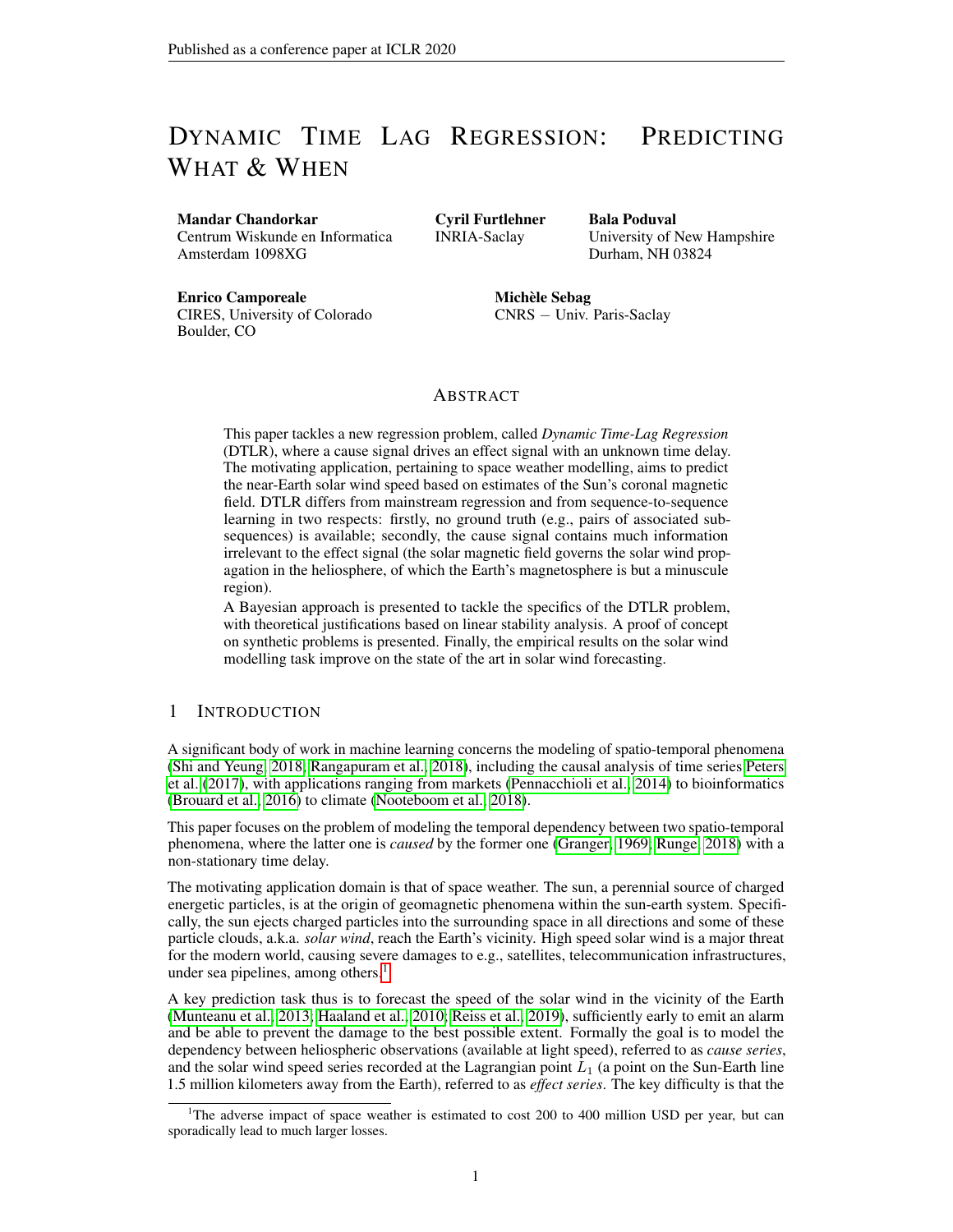# DYNAMIC TIME LAG REGRESSION: PREDICTING WHAT & WHEN

**Mandar Chandorkar**
Centrum Wiskunde en Informatica
Amsterdam 1098XG

**Cyril Furtlehner**
INRIA-Saclay

**Bala Poduval**
University of New Hampshire
Durham, NH 03824

**Enrico Camporeale**
CIRES, University of Colorado
Boulder, CO

**Michèle Sebag**
CNRS − Univ. Paris-Saclay

## ABSTRACT

This paper tackles a new regression problem, called *Dynamic Time-Lag Regression* (DTLR), where a cause signal drives an effect signal with an unknown time delay. The motivating application, pertaining to space weather modelling, aims to predict the near-Earth solar wind speed based on estimates of the Sun's coronal magnetic field. DTLR differs from mainstream regression and from sequence-to-sequence learning in two respects: firstly, no ground truth (e.g., pairs of associated sub-sequences) is available; secondly, the cause signal contains much information irrelevant to the effect signal (the solar magnetic field governs the solar wind propagation in the heliosphere, of which the Earth's magnetosphere is but a minuscule region).

A Bayesian approach is presented to tackle the specifics of the DTLR problem, with theoretical justifications based on linear stability analysis. A proof of concept on synthetic problems is presented. Finally, the empirical results on the solar wind modelling task improve on the state of the art in solar wind forecasting.

## 1 INTRODUCTION

A significant body of work in machine learning concerns the modeling of spatio-temporal phenomena (Shi and Yeung, 2018; Rangapuram et al., 2018), including the causal analysis of time series Peters et al. (2017), with applications ranging from markets (Pennacchioli et al., 2014) to bioinformatics (Brouard et al., 2016) to climate (Nooteboom et al., 2018).

This paper focuses on the problem of modeling the temporal dependency between two spatio-temporal phenomena, where the latter one is *caused* by the former one (Granger, 1969; Runge, 2018) with a non-stationary time delay.

The motivating application domain is that of space weather. The sun, a perennial source of charged energetic particles, is at the origin of geomagnetic phenomena within the sun-earth system. Specifically, the sun ejects charged particles into the surrounding space in all directions and some of these particle clouds, a.k.a. *solar wind*, reach the Earth's vicinity. High speed solar wind is a major threat for the modern world, causing severe damages to e.g., satellites, telecommunication infrastructures, under sea pipelines, among others.[1]

A key prediction task thus is to forecast the speed of the solar wind in the vicinity of the Earth (Munteanu et al., 2013; Haaland et al., 2010; Reiss et al., 2019), sufficiently early to emit an alarm and be able to prevent the damage to the best possible extent. Formally the goal is to model the dependency between heliospheric observations (available at light speed), referred to as *cause series*, and the solar wind speed series recorded at the Lagrangian point $L_1$ (a point on the Sun-Earth line 1.5 million kilometers away from the Earth), referred to as *effect series*. The key difficulty is that the

[1] The adverse impact of space weather is estimated to cost 200 to 400 million USD per year, but can sporadically lead to much larger losses.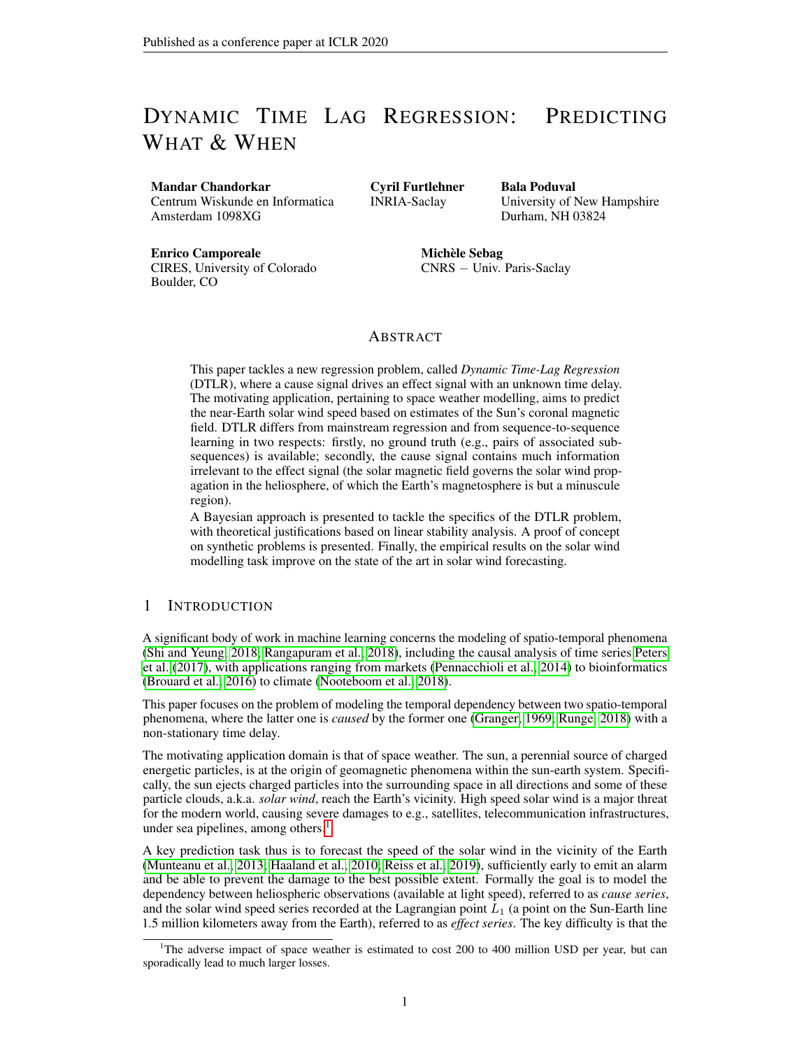# DYNAMIC TIME LAG REGRESSION: PREDICTING WHAT & WHEN

**Mandar Chandorkar**
Centrum Wiskunde en Informatica
Amsterdam 1098XG

**Cyril Furtlehner**
INRIA-Saclay

**Bala Poduval**
University of New Hampshire
Durham, NH 03824

**Enrico Camporeale**
CIRES, University of Colorado
Boulder, CO

**Michèle Sebag**
CNRS − Univ. Paris-Saclay

## ABSTRACT

This paper tackles a new regression problem, called *Dynamic Time-Lag Regression* (DTLR), where a cause signal drives an effect signal with an unknown time delay. The motivating application, pertaining to space weather modelling, aims to predict the near-Earth solar wind speed based on estimates of the Sun's coronal magnetic field. DTLR differs from mainstream regression and from sequence-to-sequence learning in two respects: firstly, no ground truth (e.g., pairs of associated sub-sequences) is available; secondly, the cause signal contains much information irrelevant to the effect signal (the solar magnetic field governs the solar wind propagation in the heliosphere, of which the Earth's magnetosphere is but a minuscule region).

A Bayesian approach is presented to tackle the specifics of the DTLR problem, with theoretical justifications based on linear stability analysis. A proof of concept on synthetic problems is presented. Finally, the empirical results on the solar wind modelling task improve on the state of the art in solar wind forecasting.

## 1 INTRODUCTION

A significant body of work in machine learning concerns the modeling of spatio-temporal phenomena (Shi and Yeung, 2018; Rangapuram et al., 2018), including the causal analysis of time series Peters et al. (2017), with applications ranging from markets (Pennacchioli et al., 2014) to bioinformatics (Brouard et al., 2016) to climate (Nooteboom et al., 2018).

This paper focuses on the problem of modeling the temporal dependency between two spatio-temporal phenomena, where the latter one is *caused* by the former one (Granger, 1969; Runge, 2018) with a non-stationary time delay.

The motivating application domain is that of space weather. The sun, a perennial source of charged energetic particles, is at the origin of geomagnetic phenomena within the sun-earth system. Specifically, the sun ejects charged particles into the surrounding space in all directions and some of these particle clouds, a.k.a. *solar wind*, reach the Earth's vicinity. High speed solar wind is a major threat for the modern world, causing severe damages to e.g., satellites, telecommunication infrastructures, under sea pipelines, among others.[1]

A key prediction task thus is to forecast the speed of the solar wind in the vicinity of the Earth (Munteanu et al., 2013; Haaland et al., 2010; Reiss et al., 2019), sufficiently early to emit an alarm and be able to prevent the damage to the best possible extent. Formally the goal is to model the dependency between heliospheric observations (available at light speed), referred to as *cause series*, and the solar wind speed series recorded at the Lagrangian point $L_1$ (a point on the Sun-Earth line 1.5 million kilometers away from the Earth), referred to as *effect series*. The key difficulty is that the

[1] The adverse impact of space weather is estimated to cost 200 to 400 million USD per year, but can sporadically lead to much larger losses.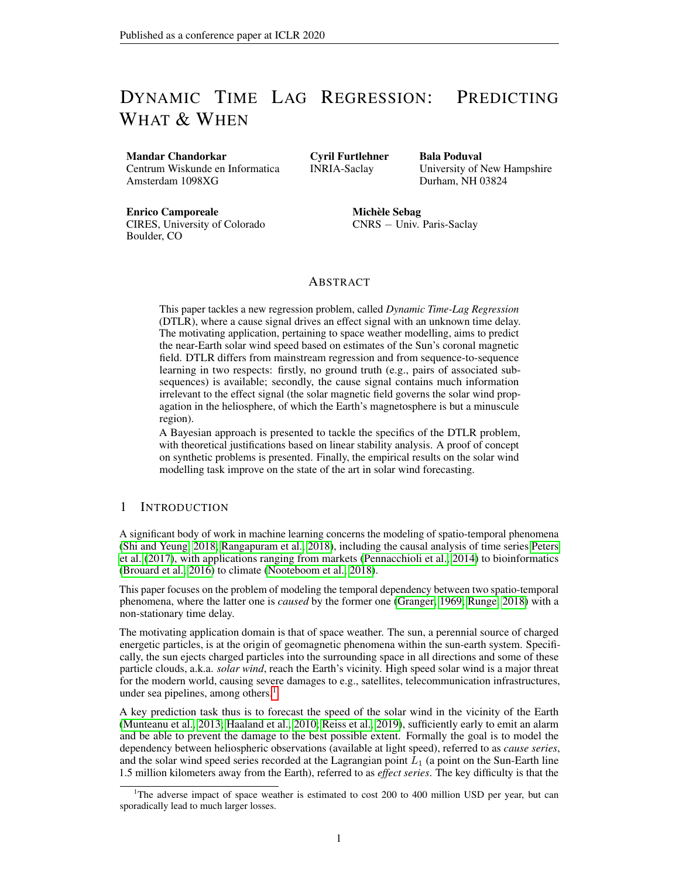# Dynamic Time Lag Regression: Predicting What & When

**Mandar Chandorkar**
Centrum Wiskunde en Informatica
Amsterdam 1098XG

**Cyril Furtlehner**
INRIA-Saclay

**Bala Poduval**
University of New Hampshire
Durham, NH 03824

**Enrico Camporeale**
CIRES, University of Colorado
Boulder, CO

**Michèle Sebag**
CNRS − Univ. Paris-Saclay

## Abstract

This paper tackles a new regression problem, called *Dynamic Time-Lag Regression* (DTLR), where a cause signal drives an effect signal with an unknown time delay. The motivating application, pertaining to space weather modelling, aims to predict the near-Earth solar wind speed based on estimates of the Sun's coronal magnetic field. DTLR differs from mainstream regression and from sequence-to-sequence learning in two respects: firstly, no ground truth (e.g., pairs of associated sub-sequences) is available; secondly, the cause signal contains much information irrelevant to the effect signal (the solar magnetic field governs the solar wind propagation in the heliosphere, of which the Earth's magnetosphere is but a minuscule region).

A Bayesian approach is presented to tackle the specifics of the DTLR problem, with theoretical justifications based on linear stability analysis. A proof of concept on synthetic problems is presented. Finally, the empirical results on the solar wind modelling task improve on the state of the art in solar wind forecasting.

## 1 Introduction

A significant body of work in machine learning concerns the modeling of spatio-temporal phenomena (Shi and Yeung, 2018; Rangapuram et al., 2018), including the causal analysis of time series Peters et al. (2017), with applications ranging from markets (Pennacchioli et al., 2014) to bioinformatics (Brouard et al., 2016) to climate (Nooteboom et al., 2018).

This paper focuses on the problem of modeling the temporal dependency between two spatio-temporal phenomena, where the latter one is *caused* by the former one (Granger, 1969; Runge, 2018) with a non-stationary time delay.

The motivating application domain is that of space weather. The sun, a perennial source of charged energetic particles, is at the origin of geomagnetic phenomena within the sun-earth system. Specifically, the sun ejects charged particles into the surrounding space in all directions and some of these particle clouds, a.k.a. *solar wind*, reach the Earth's vicinity. High speed solar wind is a major threat for the modern world, causing severe damages to e.g., satellites, telecommunication infrastructures, under sea pipelines, among others.[1]

A key prediction task thus is to forecast the speed of the solar wind in the vicinity of the Earth (Munteanu et al., 2013; Haaland et al., 2010; Reiss et al., 2019), sufficiently early to emit an alarm and be able to prevent the damage to the best possible extent. Formally the goal is to model the dependency between heliospheric observations (available at light speed), referred to as *cause series*, and the solar wind speed series recorded at the Lagrangian point $L_1$ (a point on the Sun-Earth line 1.5 million kilometers away from the Earth), referred to as *effect series*. The key difficulty is that the

[1] The adverse impact of space weather is estimated to cost 200 to 400 million USD per year, but can sporadically lead to much larger losses.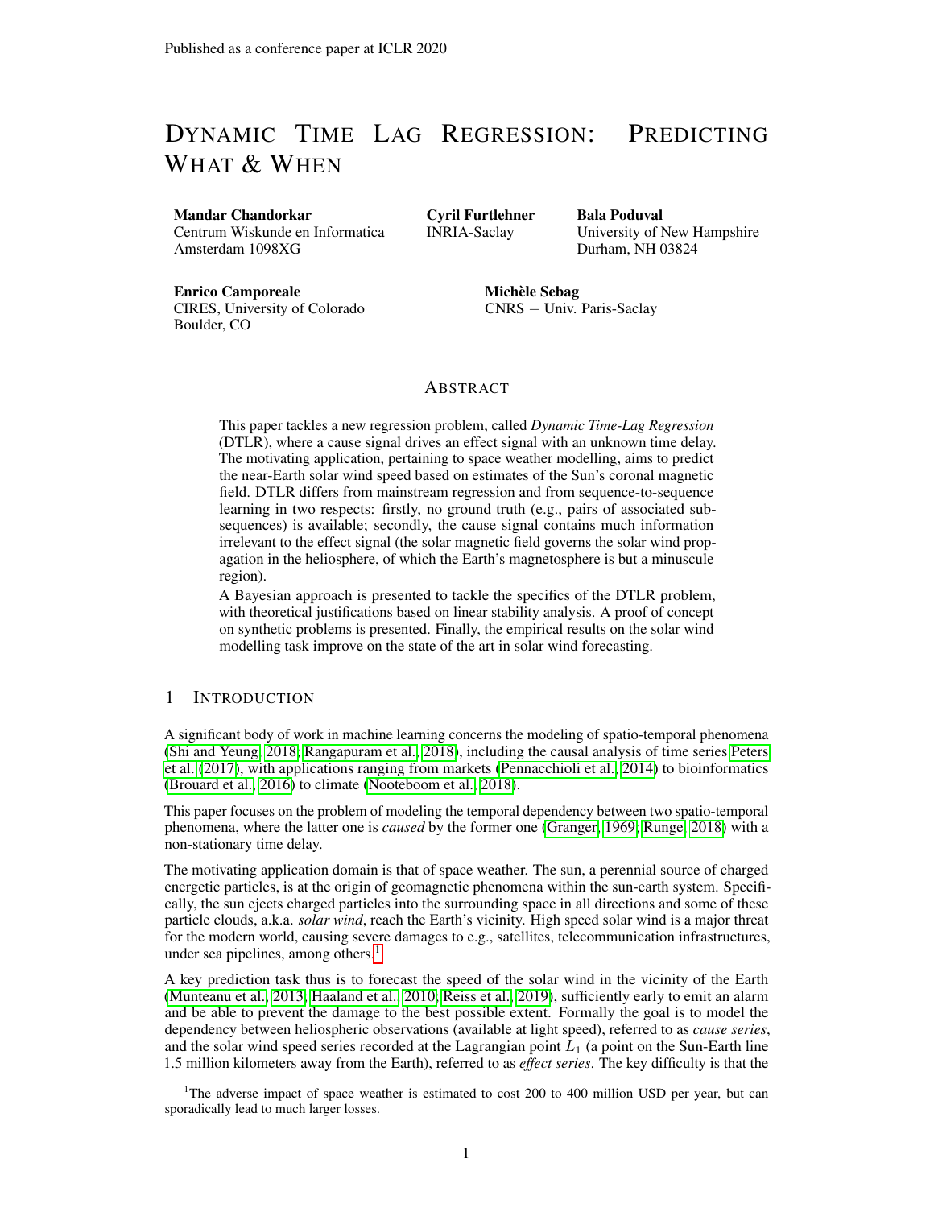# Dynamic Time Lag Regression: Predicting What & When

**Mandar Chandorkar**
Centrum Wiskunde en Informatica
Amsterdam 1098XG

**Cyril Furtlehner**
INRIA-Saclay

**Bala Poduval**
University of New Hampshire
Durham, NH 03824

**Enrico Camporeale**
CIRES, University of Colorado
Boulder, CO

**Michèle Sebag**
CNRS − Univ. Paris-Saclay

## Abstract

This paper tackles a new regression problem, called *Dynamic Time-Lag Regression* (DTLR), where a cause signal drives an effect signal with an unknown time delay. The motivating application, pertaining to space weather modelling, aims to predict the near-Earth solar wind speed based on estimates of the Sun's coronal magnetic field. DTLR differs from mainstream regression and from sequence-to-sequence learning in two respects: firstly, no ground truth (e.g., pairs of associated sub-sequences) is available; secondly, the cause signal contains much information irrelevant to the effect signal (the solar magnetic field governs the solar wind propagation in the heliosphere, of which the Earth's magnetosphere is but a minuscule region).

A Bayesian approach is presented to tackle the specifics of the DTLR problem, with theoretical justifications based on linear stability analysis. A proof of concept on synthetic problems is presented. Finally, the empirical results on the solar wind modelling task improve on the state of the art in solar wind forecasting.

## 1 Introduction

A significant body of work in machine learning concerns the modeling of spatio-temporal phenomena (Shi and Yeung, 2018; Rangapuram et al., 2018), including the causal analysis of time series Peters et al. (2017), with applications ranging from markets (Pennacchioli et al., 2014) to bioinformatics (Brouard et al., 2016) to climate (Nooteboom et al., 2018).

This paper focuses on the problem of modeling the temporal dependency between two spatio-temporal phenomena, where the latter one is *caused* by the former one (Granger, 1969; Runge, 2018) with a non-stationary time delay.

The motivating application domain is that of space weather. The sun, a perennial source of charged energetic particles, is at the origin of geomagnetic phenomena within the sun-earth system. Specifically, the sun ejects charged particles into the surrounding space in all directions and some of these particle clouds, a.k.a. *solar wind*, reach the Earth's vicinity. High speed solar wind is a major threat for the modern world, causing severe damages to e.g., satellites, telecommunication infrastructures, under sea pipelines, among others.[1]

A key prediction task thus is to forecast the speed of the solar wind in the vicinity of the Earth (Munteanu et al., 2013; Haaland et al., 2010; Reiss et al., 2019), sufficiently early to emit an alarm and be able to prevent the damage to the best possible extent. Formally the goal is to model the dependency between heliospheric observations (available at light speed), referred to as *cause series*, and the solar wind speed series recorded at the Lagrangian point $L_1$ (a point on the Sun-Earth line 1.5 million kilometers away from the Earth), referred to as *effect series*. The key difficulty is that the

[1] The adverse impact of space weather is estimated to cost 200 to 400 million USD per year, but can sporadically lead to much larger losses.